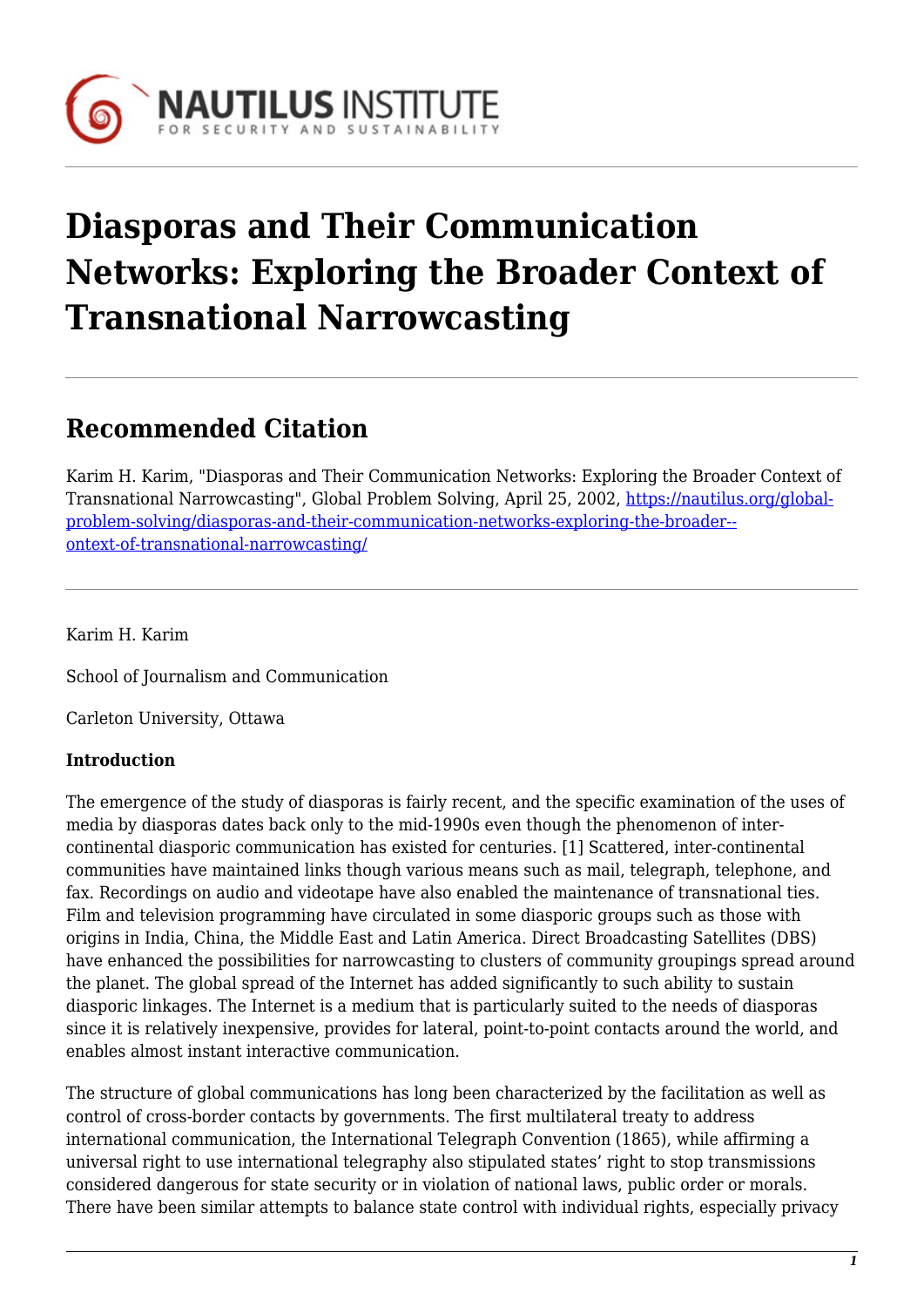# Diasporas and Their Communication Networks: Exploring the Broader Context of Transnational Narrowcasting

## Recommended Citation

Karim H. Karim, "Diasporas and Their Communication Networks: Exploring the Broader Context of Transnational Narrowcasting", Global Problem Solving, April 25, 2002, https://nautilus.org/global-problem-solving/diasporas-and-their-communication-networks-exploring-the-broader--ontext-of-transnational-narrowcasting/

Karim H. Karim

School of Journalism and Communication

Carleton University, Ottawa

**Introduction**

The emergence of the study of diasporas is fairly recent, and the specific examination of the uses of media by diasporas dates back only to the mid-1990s even though the phenomenon of inter-continental diasporic communication has existed for centuries. [1] Scattered, inter-continental communities have maintained links though various means such as mail, telegraph, telephone, and fax. Recordings on audio and videotape have also enabled the maintenance of transnational ties. Film and television programming have circulated in some diasporic groups such as those with origins in India, China, the Middle East and Latin America. Direct Broadcasting Satellites (DBS) have enhanced the possibilities for narrowcasting to clusters of community groupings spread around the planet. The global spread of the Internet has added significantly to such ability to sustain diasporic linkages. The Internet is a medium that is particularly suited to the needs of diasporas since it is relatively inexpensive, provides for lateral, point-to-point contacts around the world, and enables almost instant interactive communication.

The structure of global communications has long been characterized by the facilitation as well as control of cross-border contacts by governments. The first multilateral treaty to address international communication, the International Telegraph Convention (1865), while affirming a universal right to use international telegraphy also stipulated states' right to stop transmissions considered dangerous for state security or in violation of national laws, public order or morals. There have been similar attempts to balance state control with individual rights, especially privacy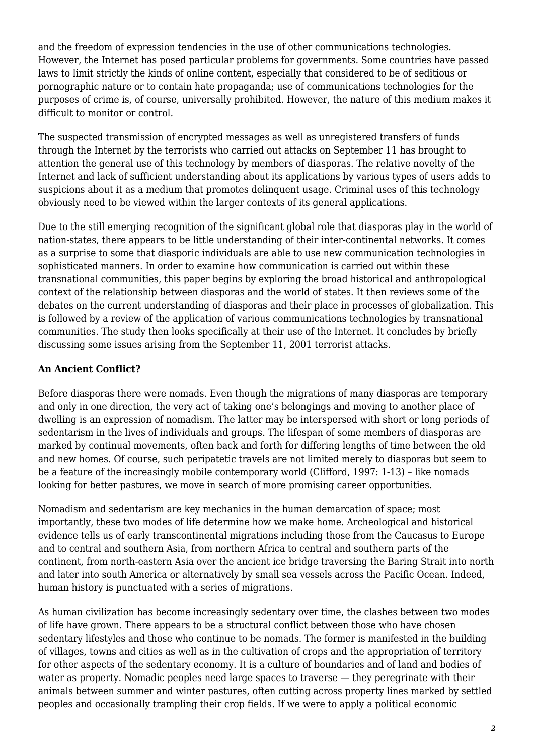and the freedom of expression tendencies in the use of other communications technologies. However, the Internet has posed particular problems for governments. Some countries have passed laws to limit strictly the kinds of online content, especially that considered to be of seditious or pornographic nature or to contain hate propaganda; use of communications technologies for the purposes of crime is, of course, universally prohibited. However, the nature of this medium makes it difficult to monitor or control.

The suspected transmission of encrypted messages as well as unregistered transfers of funds through the Internet by the terrorists who carried out attacks on September 11 has brought to attention the general use of this technology by members of diasporas. The relative novelty of the Internet and lack of sufficient understanding about its applications by various types of users adds to suspicions about it as a medium that promotes delinquent usage. Criminal uses of this technology obviously need to be viewed within the larger contexts of its general applications.

Due to the still emerging recognition of the significant global role that diasporas play in the world of nation-states, there appears to be little understanding of their inter-continental networks. It comes as a surprise to some that diasporic individuals are able to use new communication technologies in sophisticated manners. In order to examine how communication is carried out within these transnational communities, this paper begins by exploring the broad historical and anthropological context of the relationship between diasporas and the world of states. It then reviews some of the debates on the current understanding of diasporas and their place in processes of globalization. This is followed by a review of the application of various communications technologies by transnational communities. The study then looks specifically at their use of the Internet. It concludes by briefly discussing some issues arising from the September 11, 2001 terrorist attacks.

**An Ancient Conflict?**

Before diasporas there were nomads. Even though the migrations of many diasporas are temporary and only in one direction, the very act of taking one's belongings and moving to another place of dwelling is an expression of nomadism. The latter may be interspersed with short or long periods of sedentarism in the lives of individuals and groups. The lifespan of some members of diasporas are marked by continual movements, often back and forth for differing lengths of time between the old and new homes. Of course, such peripatetic travels are not limited merely to diasporas but seem to be a feature of the increasingly mobile contemporary world (Clifford, 1997: 1-13) – like nomads looking for better pastures, we move in search of more promising career opportunities.

Nomadism and sedentarism are key mechanics in the human demarcation of space; most importantly, these two modes of life determine how we make home. Archeological and historical evidence tells us of early transcontinental migrations including those from the Caucasus to Europe and to central and southern Asia, from northern Africa to central and southern parts of the continent, from north-eastern Asia over the ancient ice bridge traversing the Baring Strait into north and later into south America or alternatively by small sea vessels across the Pacific Ocean. Indeed, human history is punctuated with a series of migrations.

As human civilization has become increasingly sedentary over time, the clashes between two modes of life have grown. There appears to be a structural conflict between those who have chosen sedentary lifestyles and those who continue to be nomads. The former is manifested in the building of villages, towns and cities as well as in the cultivation of crops and the appropriation of territory for other aspects of the sedentary economy. It is a culture of boundaries and of land and bodies of water as property. Nomadic peoples need large spaces to traverse — they peregrinate with their animals between summer and winter pastures, often cutting across property lines marked by settled peoples and occasionally trampling their crop fields. If we were to apply a political economic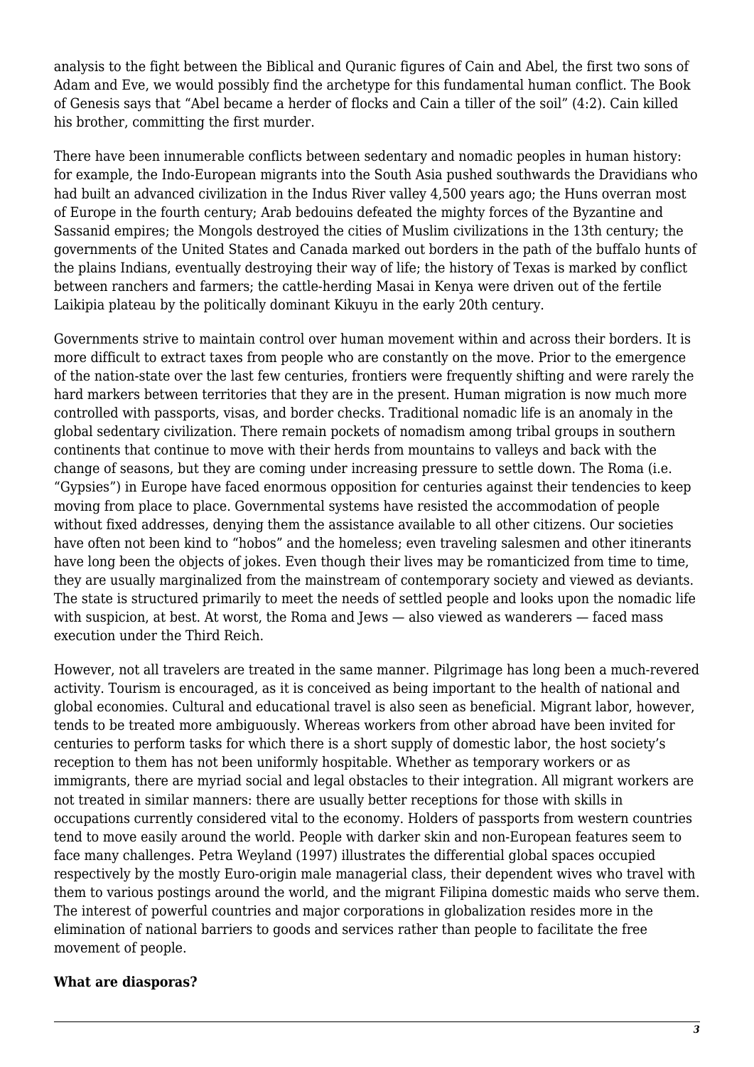analysis to the fight between the Biblical and Quranic figures of Cain and Abel, the first two sons of Adam and Eve, we would possibly find the archetype for this fundamental human conflict. The Book of Genesis says that "Abel became a herder of flocks and Cain a tiller of the soil" (4:2). Cain killed his brother, committing the first murder.

There have been innumerable conflicts between sedentary and nomadic peoples in human history: for example, the Indo-European migrants into the South Asia pushed southwards the Dravidians who had built an advanced civilization in the Indus River valley 4,500 years ago; the Huns overran most of Europe in the fourth century; Arab bedouins defeated the mighty forces of the Byzantine and Sassanid empires; the Mongols destroyed the cities of Muslim civilizations in the 13th century; the governments of the United States and Canada marked out borders in the path of the buffalo hunts of the plains Indians, eventually destroying their way of life; the history of Texas is marked by conflict between ranchers and farmers; the cattle-herding Masai in Kenya were driven out of the fertile Laikipia plateau by the politically dominant Kikuyu in the early 20th century.

Governments strive to maintain control over human movement within and across their borders. It is more difficult to extract taxes from people who are constantly on the move. Prior to the emergence of the nation-state over the last few centuries, frontiers were frequently shifting and were rarely the hard markers between territories that they are in the present. Human migration is now much more controlled with passports, visas, and border checks. Traditional nomadic life is an anomaly in the global sedentary civilization. There remain pockets of nomadism among tribal groups in southern continents that continue to move with their herds from mountains to valleys and back with the change of seasons, but they are coming under increasing pressure to settle down. The Roma (i.e. "Gypsies") in Europe have faced enormous opposition for centuries against their tendencies to keep moving from place to place. Governmental systems have resisted the accommodation of people without fixed addresses, denying them the assistance available to all other citizens. Our societies have often not been kind to "hobos" and the homeless; even traveling salesmen and other itinerants have long been the objects of jokes. Even though their lives may be romanticized from time to time, they are usually marginalized from the mainstream of contemporary society and viewed as deviants. The state is structured primarily to meet the needs of settled people and looks upon the nomadic life with suspicion, at best. At worst, the Roma and Jews — also viewed as wanderers — faced mass execution under the Third Reich.

However, not all travelers are treated in the same manner. Pilgrimage has long been a much-revered activity. Tourism is encouraged, as it is conceived as being important to the health of national and global economies. Cultural and educational travel is also seen as beneficial. Migrant labor, however, tends to be treated more ambiguously. Whereas workers from other abroad have been invited for centuries to perform tasks for which there is a short supply of domestic labor, the host society's reception to them has not been uniformly hospitable. Whether as temporary workers or as immigrants, there are myriad social and legal obstacles to their integration. All migrant workers are not treated in similar manners: there are usually better receptions for those with skills in occupations currently considered vital to the economy. Holders of passports from western countries tend to move easily around the world. People with darker skin and non-European features seem to face many challenges. Petra Weyland (1997) illustrates the differential global spaces occupied respectively by the mostly Euro-origin male managerial class, their dependent wives who travel with them to various postings around the world, and the migrant Filipina domestic maids who serve them. The interest of powerful countries and major corporations in globalization resides more in the elimination of national barriers to goods and services rather than people to facilitate the free movement of people.

**What are diasporas?**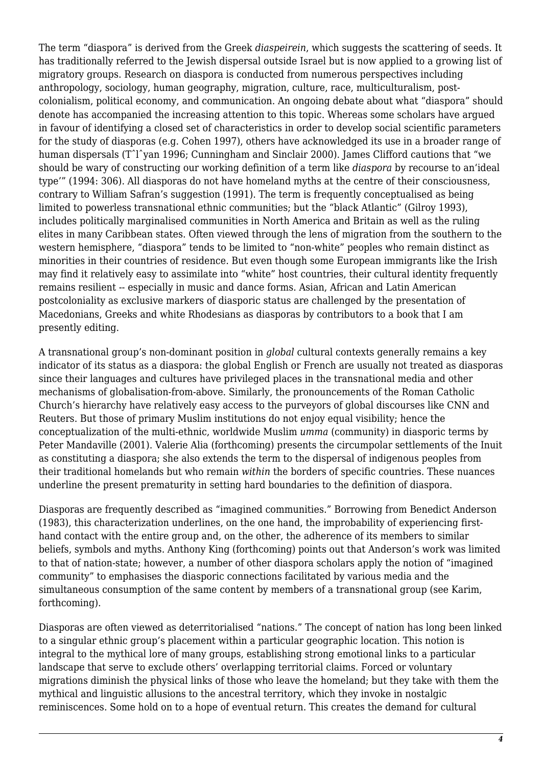The term “diaspora” is derived from the Greek *diaspeirein*, which suggests the scattering of seeds. It has traditionally referred to the Jewish dispersal outside Israel but is now applied to a growing list of migratory groups. Research on diaspora is conducted from numerous perspectives including anthropology, sociology, human geography, migration, culture, race, multiculturalism, post-colonialism, political economy, and communication. An ongoing debate about what “diaspora” should denote has accompanied the increasing attention to this topic. Whereas some scholars have argued in favour of identifying a closed set of characteristics in order to develop social scientific parameters for the study of diasporas (e.g. Cohen 1997), others have acknowledged its use in a broader range of human dispersals (TˆlˆYan 1996; Cunningham and Sinclair 2000). James Clifford cautions that “we should be wary of constructing our working definition of a term like *diaspora* by recourse to an‘ideal type’” (1994: 306). All diasporas do not have homeland myths at the centre of their consciousness, contrary to William Safran’s suggestion (1991). The term is frequently conceptualised as being limited to powerless transnational ethnic communities; but the “black Atlantic” (Gilroy 1993), includes politically marginalised communities in North America and Britain as well as the ruling elites in many Caribbean states. Often viewed through the lens of migration from the southern to the western hemisphere, “diaspora” tends to be limited to “non-white” peoples who remain distinct as minorities in their countries of residence. But even though some European immigrants like the Irish may find it relatively easy to assimilate into “white” host countries, their cultural identity frequently remains resilient -- especially in music and dance forms. Asian, African and Latin American postcoloniality as exclusive markers of diasporic status are challenged by the presentation of Macedonians, Greeks and white Rhodesians as diasporas by contributors to a book that I am presently editing.

A transnational group’s non-dominant position in *global* cultural contexts generally remains a key indicator of its status as a diaspora: the global English or French are usually not treated as diasporas since their languages and cultures have privileged places in the transnational media and other mechanisms of globalisation-from-above. Similarly, the pronouncements of the Roman Catholic Church’s hierarchy have relatively easy access to the purveyors of global discourses like CNN and Reuters. But those of primary Muslim institutions do not enjoy equal visibility; hence the conceptualization of the multi-ethnic, worldwide Muslim *umma* (community) in diasporic terms by Peter Mandaville (2001). Valerie Alia (forthcoming) presents the circumpolar settlements of the Inuit as constituting a diaspora; she also extends the term to the dispersal of indigenous peoples from their traditional homelands but who remain *within* the borders of specific countries. These nuances underline the present prematurity in setting hard boundaries to the definition of diaspora.

Diasporas are frequently described as “imagined communities.” Borrowing from Benedict Anderson (1983), this characterization underlines, on the one hand, the improbability of experiencing first-hand contact with the entire group and, on the other, the adherence of its members to similar beliefs, symbols and myths. Anthony King (forthcoming) points out that Anderson’s work was limited to that of nation-state; however, a number of other diaspora scholars apply the notion of “imagined community” to emphasises the diasporic connections facilitated by various media and the simultaneous consumption of the same content by members of a transnational group (see Karim, forthcoming).

Diasporas are often viewed as deterritorialised “nations.” The concept of nation has long been linked to a singular ethnic group’s placement within a particular geographic location. This notion is integral to the mythical lore of many groups, establishing strong emotional links to a particular landscape that serve to exclude others’ overlapping territorial claims. Forced or voluntary migrations diminish the physical links of those who leave the homeland; but they take with them the mythical and linguistic allusions to the ancestral territory, which they invoke in nostalgic reminiscences. Some hold on to a hope of eventual return. This creates the demand for cultural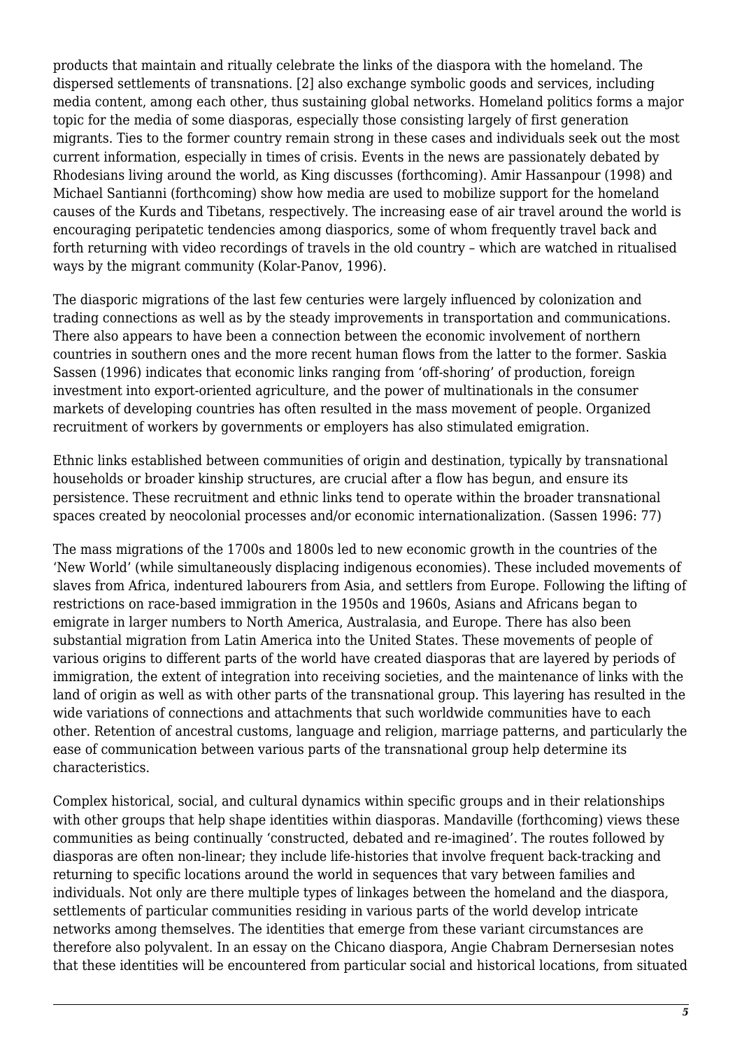products that maintain and ritually celebrate the links of the diaspora with the homeland. The dispersed settlements of transnations. [2] also exchange symbolic goods and services, including media content, among each other, thus sustaining global networks. Homeland politics forms a major topic for the media of some diasporas, especially those consisting largely of first generation migrants. Ties to the former country remain strong in these cases and individuals seek out the most current information, especially in times of crisis. Events in the news are passionately debated by Rhodesians living around the world, as King discusses (forthcoming). Amir Hassanpour (1998) and Michael Santianni (forthcoming) show how media are used to mobilize support for the homeland causes of the Kurds and Tibetans, respectively. The increasing ease of air travel around the world is encouraging peripatetic tendencies among diasporics, some of whom frequently travel back and forth returning with video recordings of travels in the old country – which are watched in ritualised ways by the migrant community (Kolar-Panov, 1996).

The diasporic migrations of the last few centuries were largely influenced by colonization and trading connections as well as by the steady improvements in transportation and communications. There also appears to have been a connection between the economic involvement of northern countries in southern ones and the more recent human flows from the latter to the former. Saskia Sassen (1996) indicates that economic links ranging from 'off-shoring' of production, foreign investment into export-oriented agriculture, and the power of multinationals in the consumer markets of developing countries has often resulted in the mass movement of people. Organized recruitment of workers by governments or employers has also stimulated emigration.

Ethnic links established between communities of origin and destination, typically by transnational households or broader kinship structures, are crucial after a flow has begun, and ensure its persistence. These recruitment and ethnic links tend to operate within the broader transnational spaces created by neocolonial processes and/or economic internationalization. (Sassen 1996: 77)

The mass migrations of the 1700s and 1800s led to new economic growth in the countries of the 'New World' (while simultaneously displacing indigenous economies). These included movements of slaves from Africa, indentured labourers from Asia, and settlers from Europe. Following the lifting of restrictions on race-based immigration in the 1950s and 1960s, Asians and Africans began to emigrate in larger numbers to North America, Australasia, and Europe. There has also been substantial migration from Latin America into the United States. These movements of people of various origins to different parts of the world have created diasporas that are layered by periods of immigration, the extent of integration into receiving societies, and the maintenance of links with the land of origin as well as with other parts of the transnational group. This layering has resulted in the wide variations of connections and attachments that such worldwide communities have to each other. Retention of ancestral customs, language and religion, marriage patterns, and particularly the ease of communication between various parts of the transnational group help determine its characteristics.

Complex historical, social, and cultural dynamics within specific groups and in their relationships with other groups that help shape identities within diasporas. Mandaville (forthcoming) views these communities as being continually 'constructed, debated and re-imagined'. The routes followed by diasporas are often non-linear; they include life-histories that involve frequent back-tracking and returning to specific locations around the world in sequences that vary between families and individuals. Not only are there multiple types of linkages between the homeland and the diaspora, settlements of particular communities residing in various parts of the world develop intricate networks among themselves. The identities that emerge from these variant circumstances are therefore also polyvalent. In an essay on the Chicano diaspora, Angie Chabram Dernersesian notes that these identities will be encountered from particular social and historical locations, from situated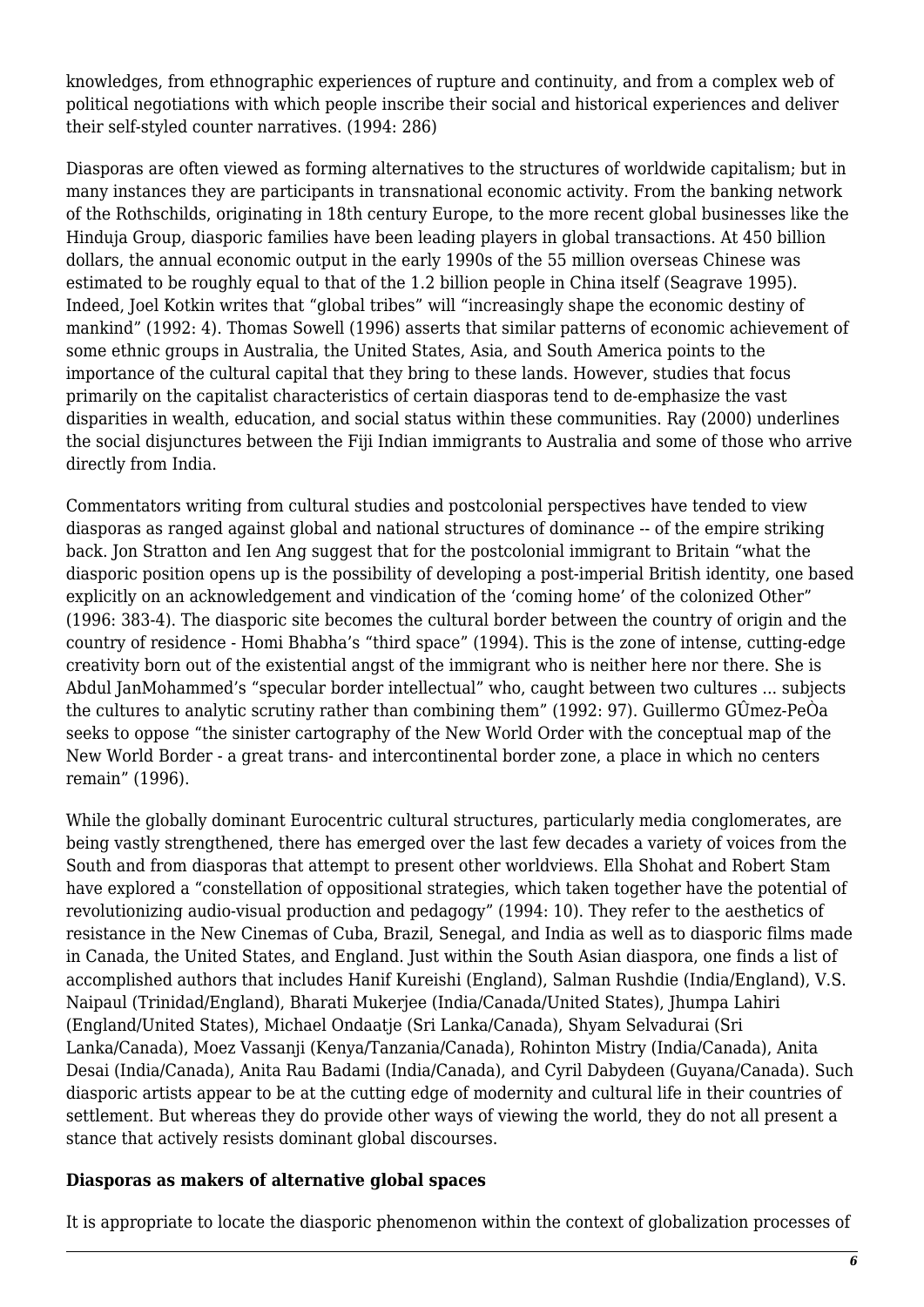knowledges, from ethnographic experiences of rupture and continuity, and from a complex web of political negotiations with which people inscribe their social and historical experiences and deliver their self-styled counter narratives. (1994: 286)

Diasporas are often viewed as forming alternatives to the structures of worldwide capitalism; but in many instances they are participants in transnational economic activity. From the banking network of the Rothschilds, originating in 18th century Europe, to the more recent global businesses like the Hinduja Group, diasporic families have been leading players in global transactions. At 450 billion dollars, the annual economic output in the early 1990s of the 55 million overseas Chinese was estimated to be roughly equal to that of the 1.2 billion people in China itself (Seagrave 1995). Indeed, Joel Kotkin writes that “global tribes” will “increasingly shape the economic destiny of mankind” (1992: 4). Thomas Sowell (1996) asserts that similar patterns of economic achievement of some ethnic groups in Australia, the United States, Asia, and South America points to the importance of the cultural capital that they bring to these lands. However, studies that focus primarily on the capitalist characteristics of certain diasporas tend to de-emphasize the vast disparities in wealth, education, and social status within these communities. Ray (2000) underlines the social disjunctures between the Fiji Indian immigrants to Australia and some of those who arrive directly from India.

Commentators writing from cultural studies and postcolonial perspectives have tended to view diasporas as ranged against global and national structures of dominance -- of the empire striking back. Jon Stratton and Ien Ang suggest that for the postcolonial immigrant to Britain “what the diasporic position opens up is the possibility of developing a post-imperial British identity, one based explicitly on an acknowledgement and vindication of the ‘coming home’ of the colonized Other” (1996: 383-4). The diasporic site becomes the cultural border between the country of origin and the country of residence - Homi Bhabha’s “third space” (1994). This is the zone of intense, cutting-edge creativity born out of the existential angst of the immigrant who is neither here nor there. She is Abdul JanMohammed’s “specular border intellectual” who, caught between two cultures ... subjects the cultures to analytic scrutiny rather than combining them” (1992: 97). Guillermo GÛmez-PeÒa seeks to oppose “the sinister cartography of the New World Order with the conceptual map of the New World Border - a great trans- and intercontinental border zone, a place in which no centers remain” (1996).

While the globally dominant Eurocentric cultural structures, particularly media conglomerates, are being vastly strengthened, there has emerged over the last few decades a variety of voices from the South and from diasporas that attempt to present other worldviews. Ella Shohat and Robert Stam have explored a “constellation of oppositional strategies, which taken together have the potential of revolutionizing audio-visual production and pedagogy” (1994: 10). They refer to the aesthetics of resistance in the New Cinemas of Cuba, Brazil, Senegal, and India as well as to diasporic films made in Canada, the United States, and England. Just within the South Asian diaspora, one finds a list of accomplished authors that includes Hanif Kureishi (England), Salman Rushdie (India/England), V.S. Naipaul (Trinidad/England), Bharati Mukerjee (India/Canada/United States), Jhumpa Lahiri (England/United States), Michael Ondaatje (Sri Lanka/Canada), Shyam Selvadurai (Sri Lanka/Canada), Moez Vassanji (Kenya/Tanzania/Canada), Rohinton Mistry (India/Canada), Anita Desai (India/Canada), Anita Rau Badami (India/Canada), and Cyril Dabydeen (Guyana/Canada). Such diasporic artists appear to be at the cutting edge of modernity and cultural life in their countries of settlement. But whereas they do provide other ways of viewing the world, they do not all present a stance that actively resists dominant global discourses.

**Diasporas as makers of alternative global spaces**

It is appropriate to locate the diasporic phenomenon within the context of globalization processes of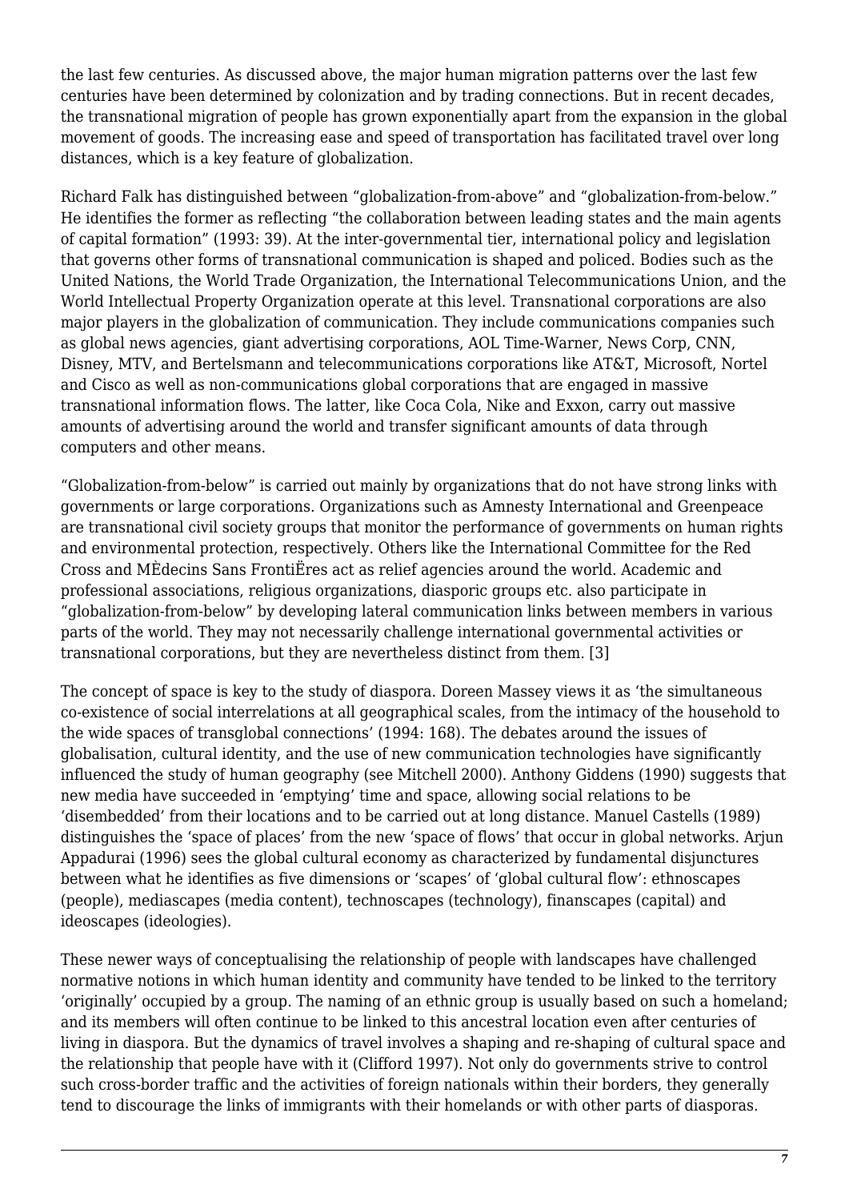the last few centuries. As discussed above, the major human migration patterns over the last few centuries have been determined by colonization and by trading connections. But in recent decades, the transnational migration of people has grown exponentially apart from the expansion in the global movement of goods. The increasing ease and speed of transportation has facilitated travel over long distances, which is a key feature of globalization.

Richard Falk has distinguished between “globalization-from-above” and “globalization-from-below.” He identifies the former as reflecting “the collaboration between leading states and the main agents of capital formation” (1993: 39). At the inter-governmental tier, international policy and legislation that governs other forms of transnational communication is shaped and policed. Bodies such as the United Nations, the World Trade Organization, the International Telecommunications Union, and the World Intellectual Property Organization operate at this level. Transnational corporations are also major players in the globalization of communication. They include communications companies such as global news agencies, giant advertising corporations, AOL Time-Warner, News Corp, CNN, Disney, MTV, and Bertelsmann and telecommunications corporations like AT&T, Microsoft, Nortel and Cisco as well as non-communications global corporations that are engaged in massive transnational information flows. The latter, like Coca Cola, Nike and Exxon, carry out massive amounts of advertising around the world and transfer significant amounts of data through computers and other means.

“Globalization-from-below” is carried out mainly by organizations that do not have strong links with governments or large corporations. Organizations such as Amnesty International and Greenpeace are transnational civil society groups that monitor the performance of governments on human rights and environmental protection, respectively. Others like the International Committee for the Red Cross and MËdecins Sans FrontiËres act as relief agencies around the world. Academic and professional associations, religious organizations, diasporic groups etc. also participate in “globalization-from-below” by developing lateral communication links between members in various parts of the world. They may not necessarily challenge international governmental activities or transnational corporations, but they are nevertheless distinct from them. [3]

The concept of space is key to the study of diaspora. Doreen Massey views it as ‘the simultaneous co-existence of social interrelations at all geographical scales, from the intimacy of the household to the wide spaces of transglobal connections’ (1994: 168). The debates around the issues of globalisation, cultural identity, and the use of new communication technologies have significantly influenced the study of human geography (see Mitchell 2000). Anthony Giddens (1990) suggests that new media have succeeded in ‘emptying’ time and space, allowing social relations to be ‘disembedded’ from their locations and to be carried out at long distance. Manuel Castells (1989) distinguishes the ‘space of places’ from the new ‘space of flows’ that occur in global networks. Arjun Appadurai (1996) sees the global cultural economy as characterized by fundamental disjunctures between what he identifies as five dimensions or ‘scapes’ of ‘global cultural flow’: ethnoscapes (people), mediascapes (media content), technoscapes (technology), finanscapes (capital) and ideoscapes (ideologies).

These newer ways of conceptualising the relationship of people with landscapes have challenged normative notions in which human identity and community have tended to be linked to the territory ‘originally’ occupied by a group. The naming of an ethnic group is usually based on such a homeland; and its members will often continue to be linked to this ancestral location even after centuries of living in diaspora. But the dynamics of travel involves a shaping and re-shaping of cultural space and the relationship that people have with it (Clifford 1997). Not only do governments strive to control such cross-border traffic and the activities of foreign nationals within their borders, they generally tend to discourage the links of immigrants with their homelands or with other parts of diasporas.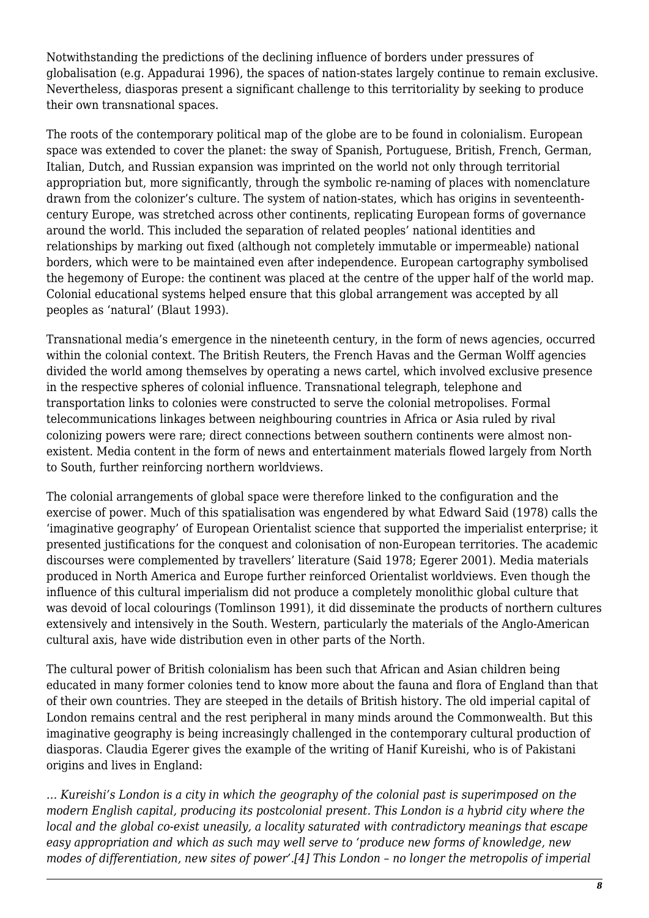Notwithstanding the predictions of the declining influence of borders under pressures of globalisation (e.g. Appadurai 1996), the spaces of nation-states largely continue to remain exclusive. Nevertheless, diasporas present a significant challenge to this territoriality by seeking to produce their own transnational spaces.

The roots of the contemporary political map of the globe are to be found in colonialism. European space was extended to cover the planet: the sway of Spanish, Portuguese, British, French, German, Italian, Dutch, and Russian expansion was imprinted on the world not only through territorial appropriation but, more significantly, through the symbolic re-naming of places with nomenclature drawn from the colonizer's culture. The system of nation-states, which has origins in seventeenth-century Europe, was stretched across other continents, replicating European forms of governance around the world. This included the separation of related peoples' national identities and relationships by marking out fixed (although not completely immutable or impermeable) national borders, which were to be maintained even after independence. European cartography symbolised the hegemony of Europe: the continent was placed at the centre of the upper half of the world map. Colonial educational systems helped ensure that this global arrangement was accepted by all peoples as 'natural' (Blaut 1993).

Transnational media's emergence in the nineteenth century, in the form of news agencies, occurred within the colonial context. The British Reuters, the French Havas and the German Wolff agencies divided the world among themselves by operating a news cartel, which involved exclusive presence in the respective spheres of colonial influence. Transnational telegraph, telephone and transportation links to colonies were constructed to serve the colonial metropolises. Formal telecommunications linkages between neighbouring countries in Africa or Asia ruled by rival colonizing powers were rare; direct connections between southern continents were almost non-existent. Media content in the form of news and entertainment materials flowed largely from North to South, further reinforcing northern worldviews.

The colonial arrangements of global space were therefore linked to the configuration and the exercise of power. Much of this spatialisation was engendered by what Edward Said (1978) calls the 'imaginative geography' of European Orientalist science that supported the imperialist enterprise; it presented justifications for the conquest and colonisation of non-European territories. The academic discourses were complemented by travellers' literature (Said 1978; Egerer 2001). Media materials produced in North America and Europe further reinforced Orientalist worldviews. Even though the influence of this cultural imperialism did not produce a completely monolithic global culture that was devoid of local colourings (Tomlinson 1991), it did disseminate the products of northern cultures extensively and intensively in the South. Western, particularly the materials of the Anglo-American cultural axis, have wide distribution even in other parts of the North.

The cultural power of British colonialism has been such that African and Asian children being educated in many former colonies tend to know more about the fauna and flora of England than that of their own countries. They are steeped in the details of British history. The old imperial capital of London remains central and the rest peripheral in many minds around the Commonwealth. But this imaginative geography is being increasingly challenged in the contemporary cultural production of diasporas. Claudia Egerer gives the example of the writing of Hanif Kureishi, who is of Pakistani origins and lives in England:

*… Kureishi's London is a city in which the geography of the colonial past is superimposed on the modern English capital, producing its postcolonial present. This London is a hybrid city where the local and the global co-exist uneasily, a locality saturated with contradictory meanings that escape easy appropriation and which as such may well serve to 'produce new forms of knowledge, new modes of differentiation, new sites of power'.[4] This London – no longer the metropolis of imperial*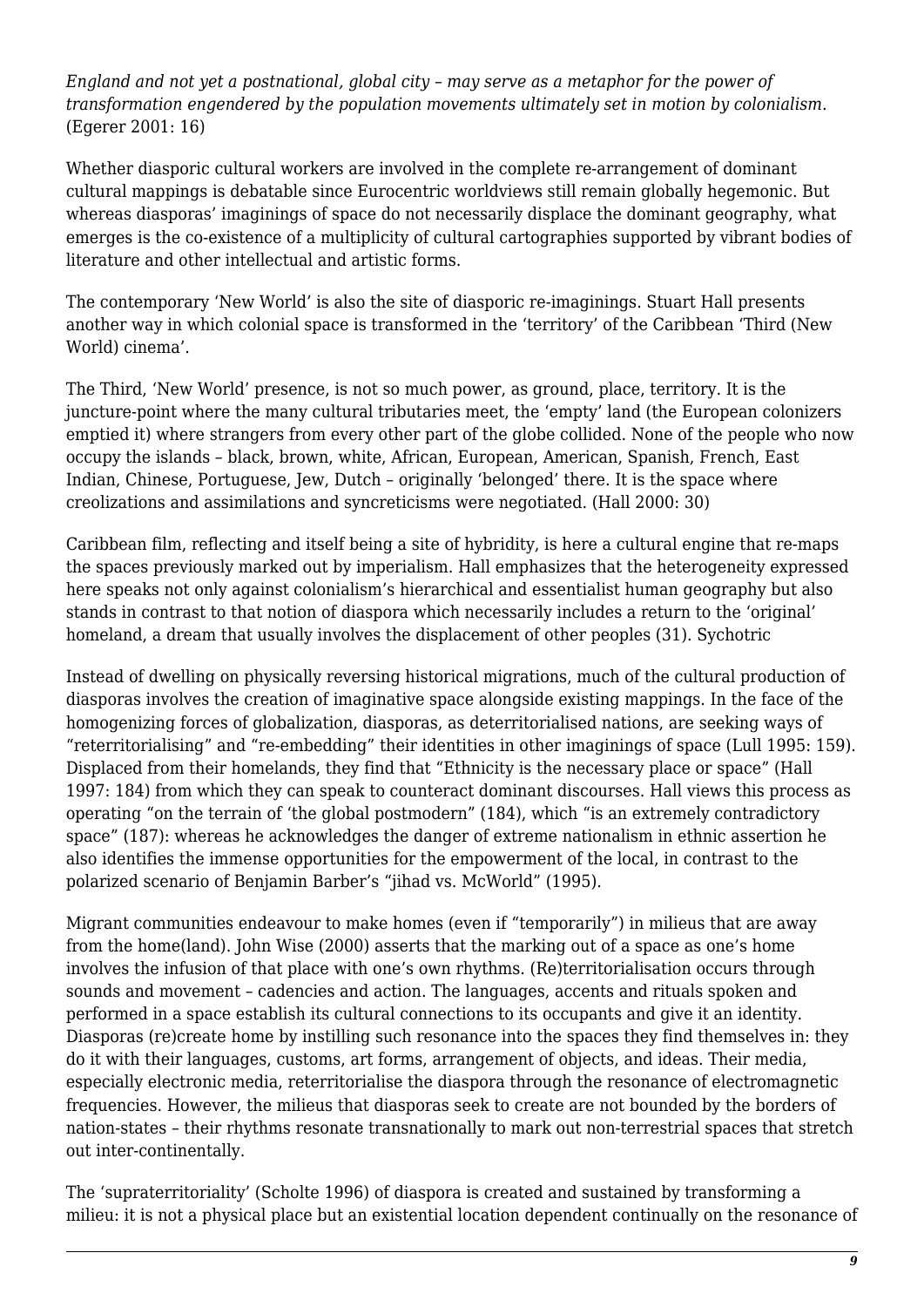*England and not yet a postnational, global city – may serve as a metaphor for the power of transformation engendered by the population movements ultimately set in motion by colonialism.* (Egerer 2001: 16)

Whether diasporic cultural workers are involved in the complete re-arrangement of dominant cultural mappings is debatable since Eurocentric worldviews still remain globally hegemonic. But whereas diasporas' imaginings of space do not necessarily displace the dominant geography, what emerges is the co-existence of a multiplicity of cultural cartographies supported by vibrant bodies of literature and other intellectual and artistic forms.

The contemporary 'New World' is also the site of diasporic re-imaginings. Stuart Hall presents another way in which colonial space is transformed in the 'territory' of the Caribbean 'Third (New World) cinema'.

The Third, 'New World' presence, is not so much power, as ground, place, territory. It is the juncture-point where the many cultural tributaries meet, the 'empty' land (the European colonizers emptied it) where strangers from every other part of the globe collided. None of the people who now occupy the islands – black, brown, white, African, European, American, Spanish, French, East Indian, Chinese, Portuguese, Jew, Dutch – originally 'belonged' there. It is the space where creolizations and assimilations and syncreticisms were negotiated. (Hall 2000: 30)

Caribbean film, reflecting and itself being a site of hybridity, is here a cultural engine that re-maps the spaces previously marked out by imperialism. Hall emphasizes that the heterogeneity expressed here speaks not only against colonialism's hierarchical and essentialist human geography but also stands in contrast to that notion of diaspora which necessarily includes a return to the 'original' homeland, a dream that usually involves the displacement of other peoples (31). Sychotric

Instead of dwelling on physically reversing historical migrations, much of the cultural production of diasporas involves the creation of imaginative space alongside existing mappings. In the face of the homogenizing forces of globalization, diasporas, as deterritorialised nations, are seeking ways of "reterritorialising" and "re-embedding" their identities in other imaginings of space (Lull 1995: 159). Displaced from their homelands, they find that "Ethnicity is the necessary place or space" (Hall 1997: 184) from which they can speak to counteract dominant discourses. Hall views this process as operating "on the terrain of 'the global postmodern" (184), which "is an extremely contradictory space" (187): whereas he acknowledges the danger of extreme nationalism in ethnic assertion he also identifies the immense opportunities for the empowerment of the local, in contrast to the polarized scenario of Benjamin Barber's "jihad vs. McWorld" (1995).

Migrant communities endeavour to make homes (even if "temporarily") in milieus that are away from the home(land). John Wise (2000) asserts that the marking out of a space as one's home involves the infusion of that place with one's own rhythms. (Re)territorialisation occurs through sounds and movement – cadencies and action. The languages, accents and rituals spoken and performed in a space establish its cultural connections to its occupants and give it an identity. Diasporas (re)create home by instilling such resonance into the spaces they find themselves in: they do it with their languages, customs, art forms, arrangement of objects, and ideas. Their media, especially electronic media, reterritorialise the diaspora through the resonance of electromagnetic frequencies. However, the milieus that diasporas seek to create are not bounded by the borders of nation-states – their rhythms resonate transnationally to mark out non-terrestrial spaces that stretch out inter-continentally.

The 'supraterritoriality' (Scholte 1996) of diaspora is created and sustained by transforming a milieu: it is not a physical place but an existential location dependent continually on the resonance of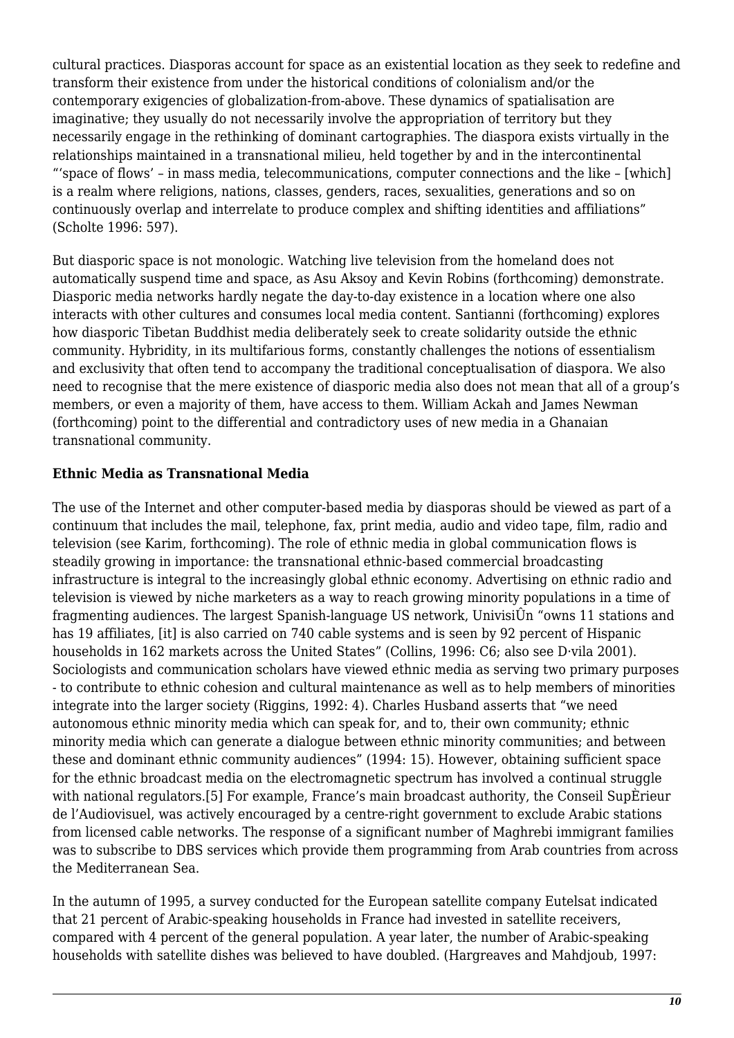cultural practices. Diasporas account for space as an existential location as they seek to redefine and transform their existence from under the historical conditions of colonialism and/or the contemporary exigencies of globalization-from-above. These dynamics of spatialisation are imaginative; they usually do not necessarily involve the appropriation of territory but they necessarily engage in the rethinking of dominant cartographies. The diaspora exists virtually in the relationships maintained in a transnational milieu, held together by and in the intercontinental "'space of flows' – in mass media, telecommunications, computer connections and the like – [which] is a realm where religions, nations, classes, genders, races, sexualities, generations and so on continuously overlap and interrelate to produce complex and shifting identities and affiliations" (Scholte 1996: 597).

But diasporic space is not monologic. Watching live television from the homeland does not automatically suspend time and space, as Asu Aksoy and Kevin Robins (forthcoming) demonstrate. Diasporic media networks hardly negate the day-to-day existence in a location where one also interacts with other cultures and consumes local media content. Santianni (forthcoming) explores how diasporic Tibetan Buddhist media deliberately seek to create solidarity outside the ethnic community. Hybridity, in its multifarious forms, constantly challenges the notions of essentialism and exclusivity that often tend to accompany the traditional conceptualisation of diaspora. We also need to recognise that the mere existence of diasporic media also does not mean that all of a group's members, or even a majority of them, have access to them. William Ackah and James Newman (forthcoming) point to the differential and contradictory uses of new media in a Ghanaian transnational community.

**Ethnic Media as Transnational Media**

The use of the Internet and other computer-based media by diasporas should be viewed as part of a continuum that includes the mail, telephone, fax, print media, audio and video tape, film, radio and television (see Karim, forthcoming). The role of ethnic media in global communication flows is steadily growing in importance: the transnational ethnic-based commercial broadcasting infrastructure is integral to the increasingly global ethnic economy. Advertising on ethnic radio and television is viewed by niche marketers as a way to reach growing minority populations in a time of fragmenting audiences. The largest Spanish-language US network, UnivisiÛn "owns 11 stations and has 19 affiliates, [it] is also carried on 740 cable systems and is seen by 92 percent of Hispanic households in 162 markets across the United States" (Collins, 1996: C6; also see D·vila 2001). Sociologists and communication scholars have viewed ethnic media as serving two primary purposes - to contribute to ethnic cohesion and cultural maintenance as well as to help members of minorities integrate into the larger society (Riggins, 1992: 4). Charles Husband asserts that "we need autonomous ethnic minority media which can speak for, and to, their own community; ethnic minority media which can generate a dialogue between ethnic minority communities; and between these and dominant ethnic community audiences" (1994: 15). However, obtaining sufficient space for the ethnic broadcast media on the electromagnetic spectrum has involved a continual struggle with national regulators.[5] For example, France's main broadcast authority, the Conseil SupÈrieur de l'Audiovisuel, was actively encouraged by a centre-right government to exclude Arabic stations from licensed cable networks. The response of a significant number of Maghrebi immigrant families was to subscribe to DBS services which provide them programming from Arab countries from across the Mediterranean Sea.

In the autumn of 1995, a survey conducted for the European satellite company Eutelsat indicated that 21 percent of Arabic-speaking households in France had invested in satellite receivers, compared with 4 percent of the general population. A year later, the number of Arabic-speaking households with satellite dishes was believed to have doubled. (Hargreaves and Mahdjoub, 1997: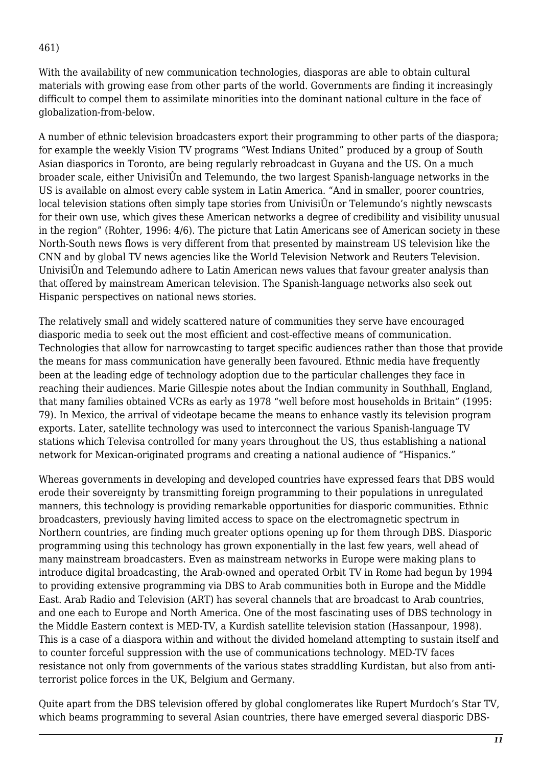461)

With the availability of new communication technologies, diasporas are able to obtain cultural materials with growing ease from other parts of the world. Governments are finding it increasingly difficult to compel them to assimilate minorities into the dominant national culture in the face of globalization-from-below.

A number of ethnic television broadcasters export their programming to other parts of the diaspora; for example the weekly Vision TV programs "West Indians United" produced by a group of South Asian diasporics in Toronto, are being regularly rebroadcast in Guyana and the US. On a much broader scale, either UnivisiÛn and Telemundo, the two largest Spanish-language networks in the US is available on almost every cable system in Latin America. "And in smaller, poorer countries, local television stations often simply tape stories from UnivisiÛn or Telemundo's nightly newscasts for their own use, which gives these American networks a degree of credibility and visibility unusual in the region" (Rohter, 1996: 4/6). The picture that Latin Americans see of American society in these North-South news flows is very different from that presented by mainstream US television like the CNN and by global TV news agencies like the World Television Network and Reuters Television. UnivisiÛn and Telemundo adhere to Latin American news values that favour greater analysis than that offered by mainstream American television. The Spanish-language networks also seek out Hispanic perspectives on national news stories.

The relatively small and widely scattered nature of communities they serve have encouraged diasporic media to seek out the most efficient and cost-effective means of communication. Technologies that allow for narrowcasting to target specific audiences rather than those that provide the means for mass communication have generally been favoured. Ethnic media have frequently been at the leading edge of technology adoption due to the particular challenges they face in reaching their audiences. Marie Gillespie notes about the Indian community in Southhall, England, that many families obtained VCRs as early as 1978 "well before most households in Britain" (1995: 79). In Mexico, the arrival of videotape became the means to enhance vastly its television program exports. Later, satellite technology was used to interconnect the various Spanish-language TV stations which Televisa controlled for many years throughout the US, thus establishing a national network for Mexican-originated programs and creating a national audience of "Hispanics."

Whereas governments in developing and developed countries have expressed fears that DBS would erode their sovereignty by transmitting foreign programming to their populations in unregulated manners, this technology is providing remarkable opportunities for diasporic communities. Ethnic broadcasters, previously having limited access to space on the electromagnetic spectrum in Northern countries, are finding much greater options opening up for them through DBS. Diasporic programming using this technology has grown exponentially in the last few years, well ahead of many mainstream broadcasters. Even as mainstream networks in Europe were making plans to introduce digital broadcasting, the Arab-owned and operated Orbit TV in Rome had begun by 1994 to providing extensive programming via DBS to Arab communities both in Europe and the Middle East. Arab Radio and Television (ART) has several channels that are broadcast to Arab countries, and one each to Europe and North America. One of the most fascinating uses of DBS technology in the Middle Eastern context is MED-TV, a Kurdish satellite television station (Hassanpour, 1998). This is a case of a diaspora within and without the divided homeland attempting to sustain itself and to counter forceful suppression with the use of communications technology. MED-TV faces resistance not only from governments of the various states straddling Kurdistan, but also from anti-terrorist police forces in the UK, Belgium and Germany.

Quite apart from the DBS television offered by global conglomerates like Rupert Murdoch's Star TV, which beams programming to several Asian countries, there have emerged several diasporic DBS-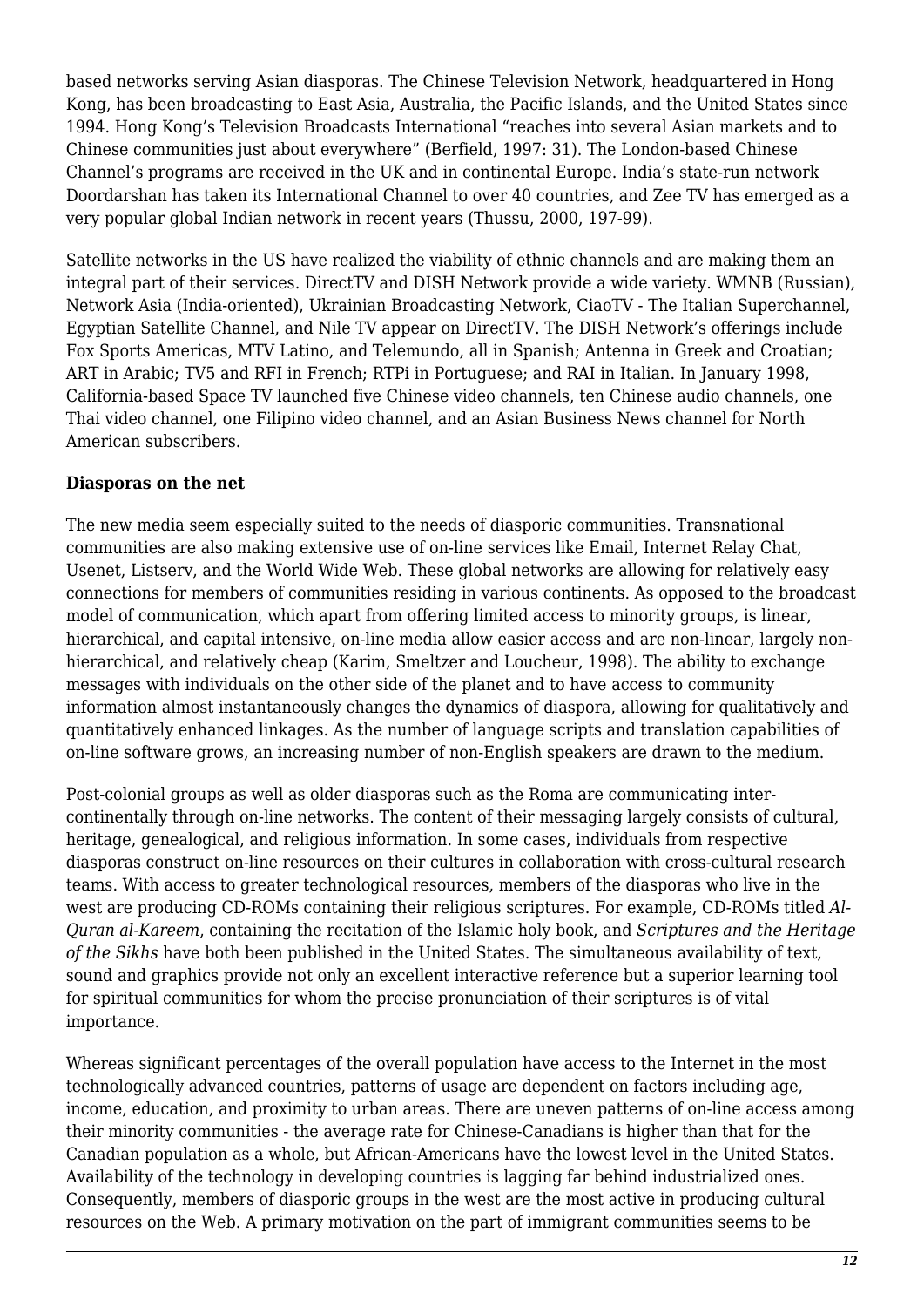based networks serving Asian diasporas. The Chinese Television Network, headquartered in Hong Kong, has been broadcasting to East Asia, Australia, the Pacific Islands, and the United States since 1994. Hong Kong's Television Broadcasts International "reaches into several Asian markets and to Chinese communities just about everywhere" (Berfield, 1997: 31). The London-based Chinese Channel's programs are received in the UK and in continental Europe. India's state-run network Doordarshan has taken its International Channel to over 40 countries, and Zee TV has emerged as a very popular global Indian network in recent years (Thussu, 2000, 197-99).

Satellite networks in the US have realized the viability of ethnic channels and are making them an integral part of their services. DirectTV and DISH Network provide a wide variety. WMNB (Russian), Network Asia (India-oriented), Ukrainian Broadcasting Network, CiaoTV - The Italian Superchannel, Egyptian Satellite Channel, and Nile TV appear on DirectTV. The DISH Network's offerings include Fox Sports Americas, MTV Latino, and Telemundo, all in Spanish; Antenna in Greek and Croatian; ART in Arabic; TV5 and RFI in French; RTPi in Portuguese; and RAI in Italian. In January 1998, California-based Space TV launched five Chinese video channels, ten Chinese audio channels, one Thai video channel, one Filipino video channel, and an Asian Business News channel for North American subscribers.

**Diasporas on the net**

The new media seem especially suited to the needs of diasporic communities. Transnational communities are also making extensive use of on-line services like Email, Internet Relay Chat, Usenet, Listserv, and the World Wide Web. These global networks are allowing for relatively easy connections for members of communities residing in various continents. As opposed to the broadcast model of communication, which apart from offering limited access to minority groups, is linear, hierarchical, and capital intensive, on-line media allow easier access and are non-linear, largely non-hierarchical, and relatively cheap (Karim, Smeltzer and Loucheur, 1998). The ability to exchange messages with individuals on the other side of the planet and to have access to community information almost instantaneously changes the dynamics of diaspora, allowing for qualitatively and quantitatively enhanced linkages. As the number of language scripts and translation capabilities of on-line software grows, an increasing number of non-English speakers are drawn to the medium.

Post-colonial groups as well as older diasporas such as the Roma are communicating inter-continentally through on-line networks. The content of their messaging largely consists of cultural, heritage, genealogical, and religious information. In some cases, individuals from respective diasporas construct on-line resources on their cultures in collaboration with cross-cultural research teams. With access to greater technological resources, members of the diasporas who live in the west are producing CD-ROMs containing their religious scriptures. For example, CD-ROMs titled *Al-Quran al-Kareem*, containing the recitation of the Islamic holy book, and *Scriptures and the Heritage of the Sikhs* have both been published in the United States. The simultaneous availability of text, sound and graphics provide not only an excellent interactive reference but a superior learning tool for spiritual communities for whom the precise pronunciation of their scriptures is of vital importance.

Whereas significant percentages of the overall population have access to the Internet in the most technologically advanced countries, patterns of usage are dependent on factors including age, income, education, and proximity to urban areas. There are uneven patterns of on-line access among their minority communities - the average rate for Chinese-Canadians is higher than that for the Canadian population as a whole, but African-Americans have the lowest level in the United States. Availability of the technology in developing countries is lagging far behind industrialized ones. Consequently, members of diasporic groups in the west are the most active in producing cultural resources on the Web. A primary motivation on the part of immigrant communities seems to be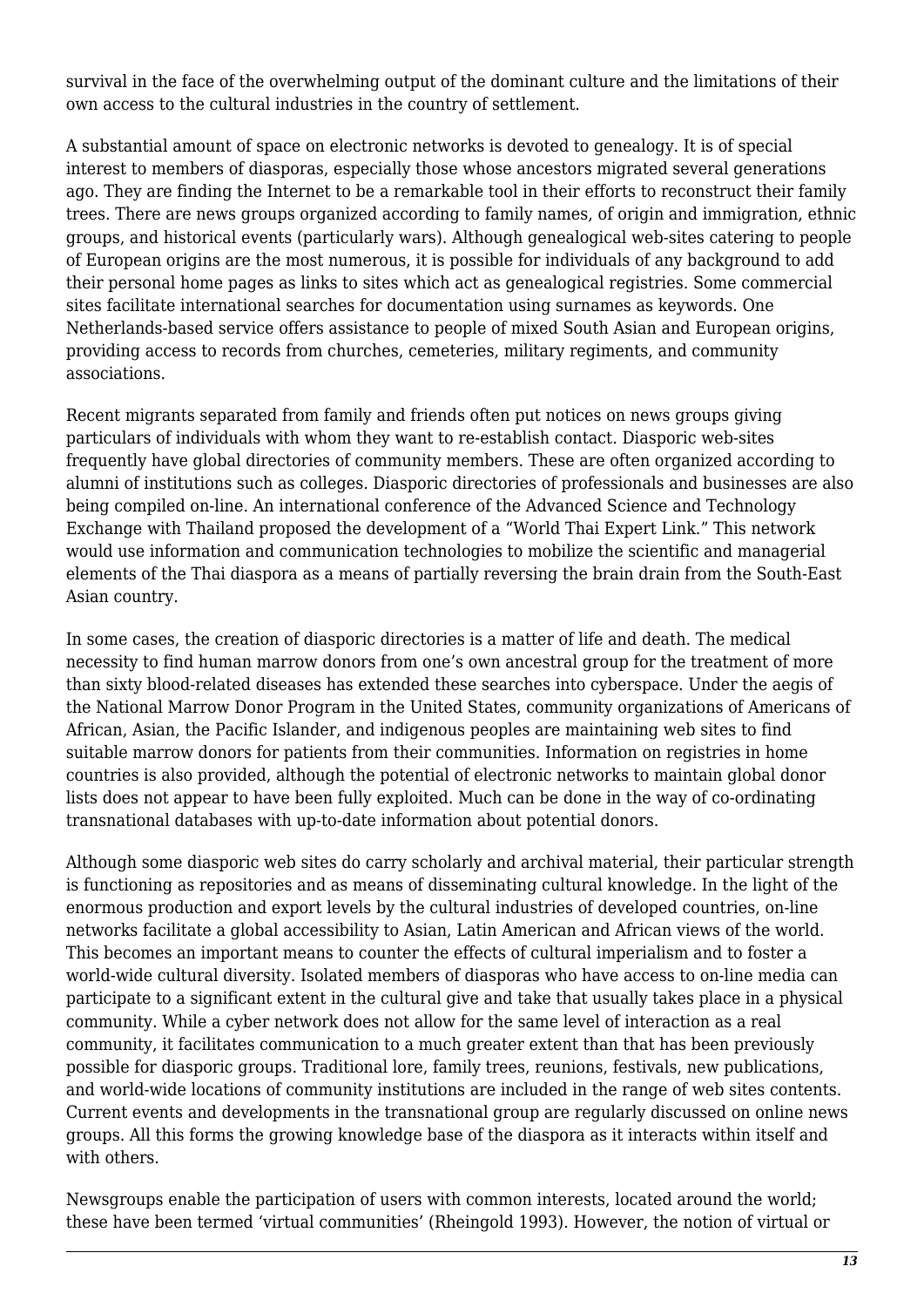survival in the face of the overwhelming output of the dominant culture and the limitations of their own access to the cultural industries in the country of settlement.

A substantial amount of space on electronic networks is devoted to genealogy. It is of special interest to members of diasporas, especially those whose ancestors migrated several generations ago. They are finding the Internet to be a remarkable tool in their efforts to reconstruct their family trees. There are news groups organized according to family names, of origin and immigration, ethnic groups, and historical events (particularly wars). Although genealogical web-sites catering to people of European origins are the most numerous, it is possible for individuals of any background to add their personal home pages as links to sites which act as genealogical registries. Some commercial sites facilitate international searches for documentation using surnames as keywords. One Netherlands-based service offers assistance to people of mixed South Asian and European origins, providing access to records from churches, cemeteries, military regiments, and community associations.

Recent migrants separated from family and friends often put notices on news groups giving particulars of individuals with whom they want to re-establish contact. Diasporic web-sites frequently have global directories of community members. These are often organized according to alumni of institutions such as colleges. Diasporic directories of professionals and businesses are also being compiled on-line. An international conference of the Advanced Science and Technology Exchange with Thailand proposed the development of a "World Thai Expert Link." This network would use information and communication technologies to mobilize the scientific and managerial elements of the Thai diaspora as a means of partially reversing the brain drain from the South-East Asian country.

In some cases, the creation of diasporic directories is a matter of life and death. The medical necessity to find human marrow donors from one's own ancestral group for the treatment of more than sixty blood-related diseases has extended these searches into cyberspace. Under the aegis of the National Marrow Donor Program in the United States, community organizations of Americans of African, Asian, the Pacific Islander, and indigenous peoples are maintaining web sites to find suitable marrow donors for patients from their communities. Information on registries in home countries is also provided, although the potential of electronic networks to maintain global donor lists does not appear to have been fully exploited. Much can be done in the way of co-ordinating transnational databases with up-to-date information about potential donors.

Although some diasporic web sites do carry scholarly and archival material, their particular strength is functioning as repositories and as means of disseminating cultural knowledge. In the light of the enormous production and export levels by the cultural industries of developed countries, on-line networks facilitate a global accessibility to Asian, Latin American and African views of the world. This becomes an important means to counter the effects of cultural imperialism and to foster a world-wide cultural diversity. Isolated members of diasporas who have access to on-line media can participate to a significant extent in the cultural give and take that usually takes place in a physical community. While a cyber network does not allow for the same level of interaction as a real community, it facilitates communication to a much greater extent than that has been previously possible for diasporic groups. Traditional lore, family trees, reunions, festivals, new publications, and world-wide locations of community institutions are included in the range of web sites contents. Current events and developments in the transnational group are regularly discussed on online news groups. All this forms the growing knowledge base of the diaspora as it interacts within itself and with others.

Newsgroups enable the participation of users with common interests, located around the world; these have been termed 'virtual communities' (Rheingold 1993). However, the notion of virtual or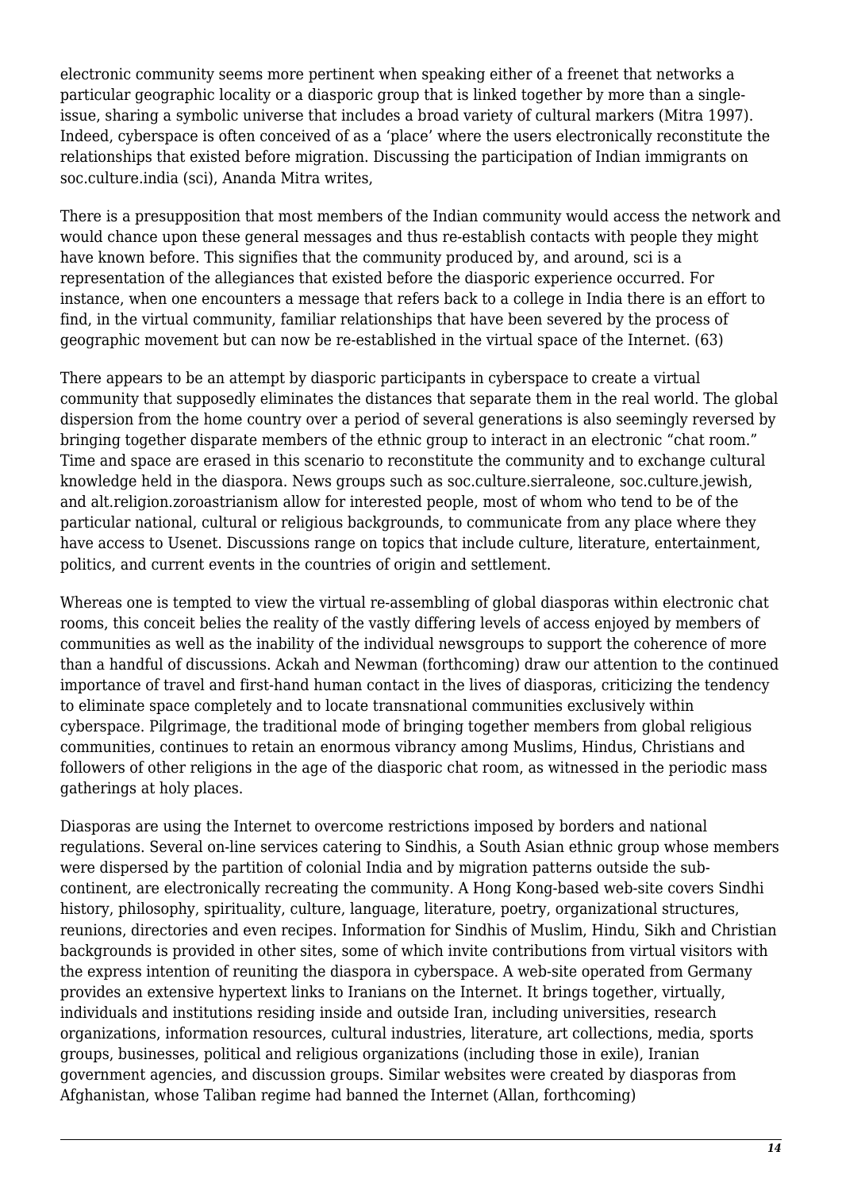electronic community seems more pertinent when speaking either of a freenet that networks a particular geographic locality or a diasporic group that is linked together by more than a single-issue, sharing a symbolic universe that includes a broad variety of cultural markers (Mitra 1997). Indeed, cyberspace is often conceived of as a 'place' where the users electronically reconstitute the relationships that existed before migration. Discussing the participation of Indian immigrants on soc.culture.india (sci), Ananda Mitra writes,

> There is a presupposition that most members of the Indian community would access the network and would chance upon these general messages and thus re-establish contacts with people they might have known before. This signifies that the community produced by, and around, sci is a representation of the allegiances that existed before the diasporic experience occurred. For instance, when one encounters a message that refers back to a college in India there is an effort to find, in the virtual community, familiar relationships that have been severed by the process of geographic movement but can now be re-established in the virtual space of the Internet. (63)

There appears to be an attempt by diasporic participants in cyberspace to create a virtual community that supposedly eliminates the distances that separate them in the real world. The global dispersion from the home country over a period of several generations is also seemingly reversed by bringing together disparate members of the ethnic group to interact in an electronic "chat room." Time and space are erased in this scenario to reconstitute the community and to exchange cultural knowledge held in the diaspora. News groups such as soc.culture.sierraleone, soc.culture.jewish, and alt.religion.zoroastrianism allow for interested people, most of whom who tend to be of the particular national, cultural or religious backgrounds, to communicate from any place where they have access to Usenet. Discussions range on topics that include culture, literature, entertainment, politics, and current events in the countries of origin and settlement.

Whereas one is tempted to view the virtual re-assembling of global diasporas within electronic chat rooms, this conceit belies the reality of the vastly differing levels of access enjoyed by members of communities as well as the inability of the individual newsgroups to support the coherence of more than a handful of discussions. Ackah and Newman (forthcoming) draw our attention to the continued importance of travel and first-hand human contact in the lives of diasporas, criticizing the tendency to eliminate space completely and to locate transnational communities exclusively within cyberspace. Pilgrimage, the traditional mode of bringing together members from global religious communities, continues to retain an enormous vibrancy among Muslims, Hindus, Christians and followers of other religions in the age of the diasporic chat room, as witnessed in the periodic mass gatherings at holy places.

Diasporas are using the Internet to overcome restrictions imposed by borders and national regulations. Several on-line services catering to Sindhis, a South Asian ethnic group whose members were dispersed by the partition of colonial India and by migration patterns outside the sub-continent, are electronically recreating the community. A Hong Kong-based web-site covers Sindhi history, philosophy, spirituality, culture, language, literature, poetry, organizational structures, reunions, directories and even recipes. Information for Sindhis of Muslim, Hindu, Sikh and Christian backgrounds is provided in other sites, some of which invite contributions from virtual visitors with the express intention of reuniting the diaspora in cyberspace. A web-site operated from Germany provides an extensive hypertext links to Iranians on the Internet. It brings together, virtually, individuals and institutions residing inside and outside Iran, including universities, research organizations, information resources, cultural industries, literature, art collections, media, sports groups, businesses, political and religious organizations (including those in exile), Iranian government agencies, and discussion groups. Similar websites were created by diasporas from Afghanistan, whose Taliban regime had banned the Internet (Allan, forthcoming)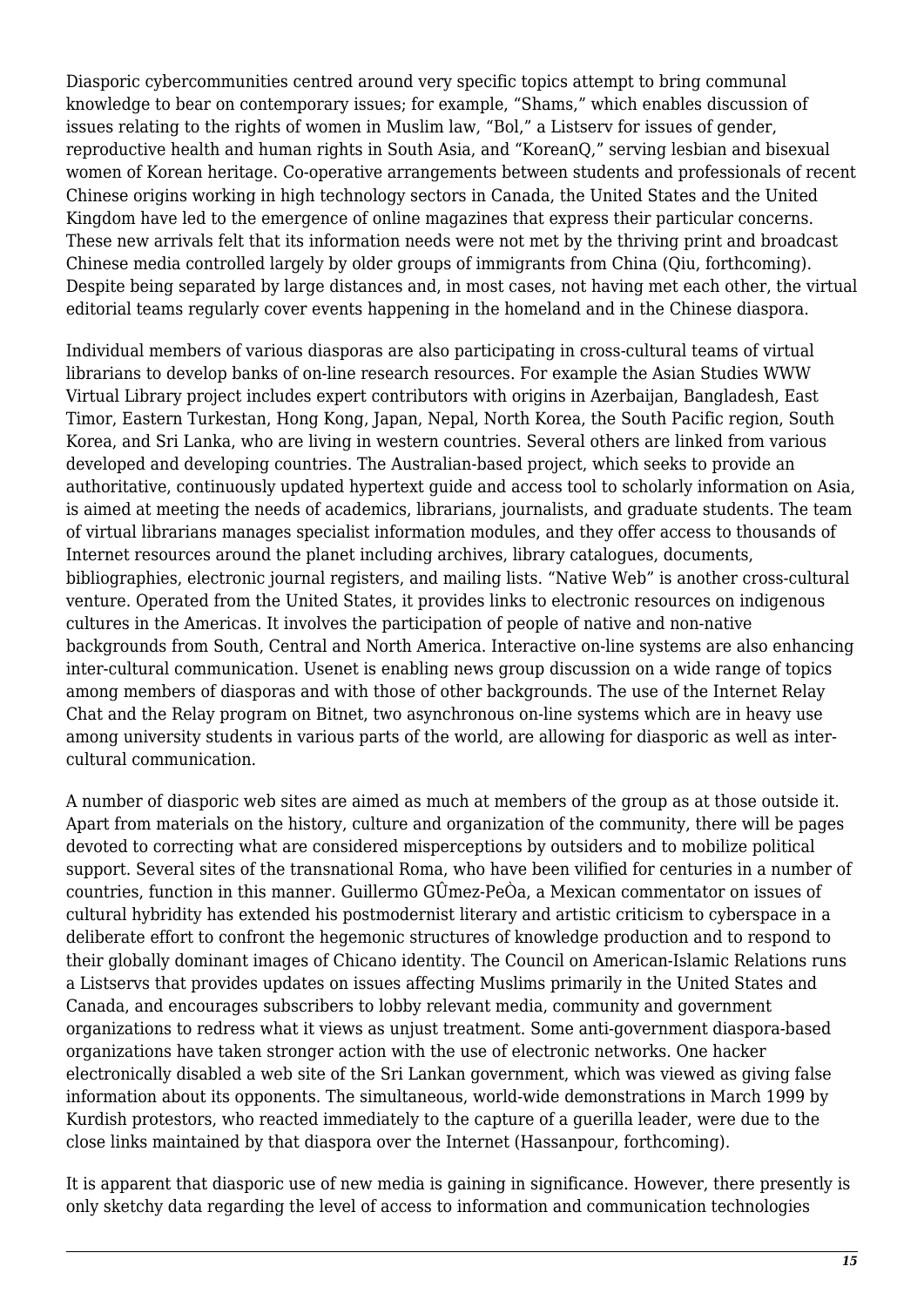Diasporic cybercommunities centred around very specific topics attempt to bring communal knowledge to bear on contemporary issues; for example, "Shams," which enables discussion of issues relating to the rights of women in Muslim law, "Bol," a Listserv for issues of gender, reproductive health and human rights in South Asia, and "KoreanQ," serving lesbian and bisexual women of Korean heritage. Co-operative arrangements between students and professionals of recent Chinese origins working in high technology sectors in Canada, the United States and the United Kingdom have led to the emergence of online magazines that express their particular concerns. These new arrivals felt that its information needs were not met by the thriving print and broadcast Chinese media controlled largely by older groups of immigrants from China (Qiu, forthcoming). Despite being separated by large distances and, in most cases, not having met each other, the virtual editorial teams regularly cover events happening in the homeland and in the Chinese diaspora.

Individual members of various diasporas are also participating in cross-cultural teams of virtual librarians to develop banks of on-line research resources. For example the Asian Studies WWW Virtual Library project includes expert contributors with origins in Azerbaijan, Bangladesh, East Timor, Eastern Turkestan, Hong Kong, Japan, Nepal, North Korea, the South Pacific region, South Korea, and Sri Lanka, who are living in western countries. Several others are linked from various developed and developing countries. The Australian-based project, which seeks to provide an authoritative, continuously updated hypertext guide and access tool to scholarly information on Asia, is aimed at meeting the needs of academics, librarians, journalists, and graduate students. The team of virtual librarians manages specialist information modules, and they offer access to thousands of Internet resources around the planet including archives, library catalogues, documents, bibliographies, electronic journal registers, and mailing lists. "Native Web" is another cross-cultural venture. Operated from the United States, it provides links to electronic resources on indigenous cultures in the Americas. It involves the participation of people of native and non-native backgrounds from South, Central and North America. Interactive on-line systems are also enhancing inter-cultural communication. Usenet is enabling news group discussion on a wide range of topics among members of diasporas and with those of other backgrounds. The use of the Internet Relay Chat and the Relay program on Bitnet, two asynchronous on-line systems which are in heavy use among university students in various parts of the world, are allowing for diasporic as well as inter-cultural communication.

A number of diasporic web sites are aimed as much at members of the group as at those outside it. Apart from materials on the history, culture and organization of the community, there will be pages devoted to correcting what are considered misperceptions by outsiders and to mobilize political support. Several sites of the transnational Roma, who have been vilified for centuries in a number of countries, function in this manner. Guillermo GÛmez-PeÒa, a Mexican commentator on issues of cultural hybridity has extended his postmodernist literary and artistic criticism to cyberspace in a deliberate effort to confront the hegemonic structures of knowledge production and to respond to their globally dominant images of Chicano identity. The Council on American-Islamic Relations runs a Listservs that provides updates on issues affecting Muslims primarily in the United States and Canada, and encourages subscribers to lobby relevant media, community and government organizations to redress what it views as unjust treatment. Some anti-government diaspora-based organizations have taken stronger action with the use of electronic networks. One hacker electronically disabled a web site of the Sri Lankan government, which was viewed as giving false information about its opponents. The simultaneous, world-wide demonstrations in March 1999 by Kurdish protestors, who reacted immediately to the capture of a guerilla leader, were due to the close links maintained by that diaspora over the Internet (Hassanpour, forthcoming).

It is apparent that diasporic use of new media is gaining in significance. However, there presently is only sketchy data regarding the level of access to information and communication technologies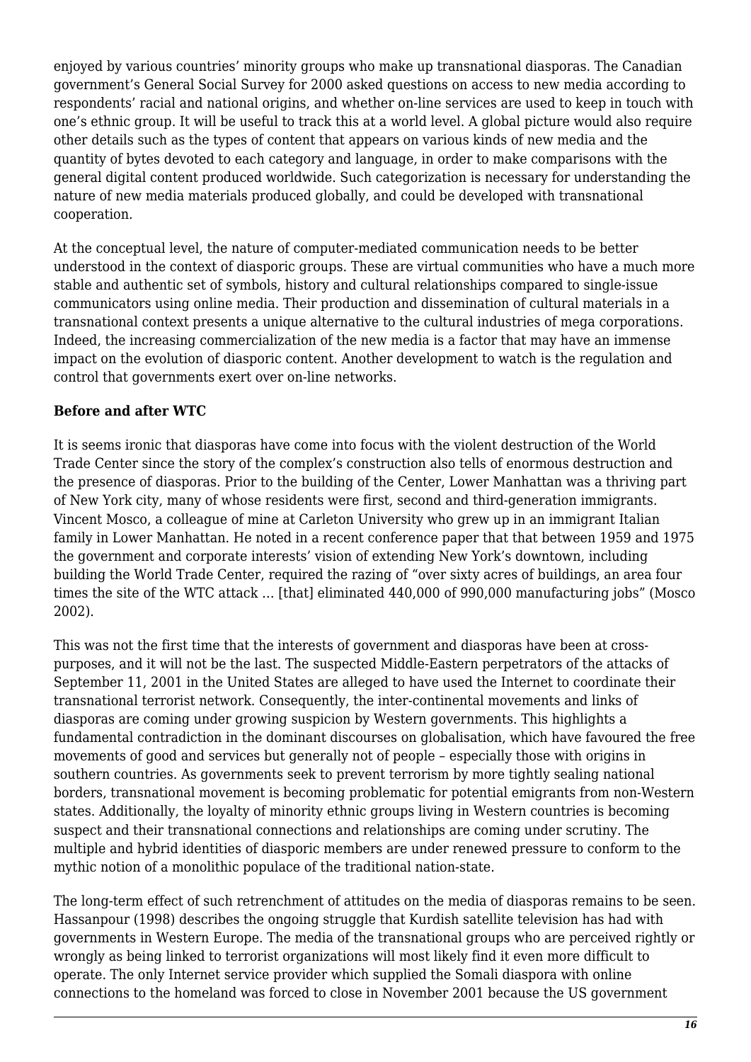enjoyed by various countries' minority groups who make up transnational diasporas. The Canadian government's General Social Survey for 2000 asked questions on access to new media according to respondents' racial and national origins, and whether on-line services are used to keep in touch with one's ethnic group. It will be useful to track this at a world level. A global picture would also require other details such as the types of content that appears on various kinds of new media and the quantity of bytes devoted to each category and language, in order to make comparisons with the general digital content produced worldwide. Such categorization is necessary for understanding the nature of new media materials produced globally, and could be developed with transnational cooperation.

At the conceptual level, the nature of computer-mediated communication needs to be better understood in the context of diasporic groups. These are virtual communities who have a much more stable and authentic set of symbols, history and cultural relationships compared to single-issue communicators using online media. Their production and dissemination of cultural materials in a transnational context presents a unique alternative to the cultural industries of mega corporations. Indeed, the increasing commercialization of the new media is a factor that may have an immense impact on the evolution of diasporic content. Another development to watch is the regulation and control that governments exert over on-line networks.

**Before and after WTC**

It is seems ironic that diasporas have come into focus with the violent destruction of the World Trade Center since the story of the complex's construction also tells of enormous destruction and the presence of diasporas. Prior to the building of the Center, Lower Manhattan was a thriving part of New York city, many of whose residents were first, second and third-generation immigrants. Vincent Mosco, a colleague of mine at Carleton University who grew up in an immigrant Italian family in Lower Manhattan. He noted in a recent conference paper that that between 1959 and 1975 the government and corporate interests' vision of extending New York's downtown, including building the World Trade Center, required the razing of "over sixty acres of buildings, an area four times the site of the WTC attack … [that] eliminated 440,000 of 990,000 manufacturing jobs" (Mosco 2002).

This was not the first time that the interests of government and diasporas have been at cross-purposes, and it will not be the last. The suspected Middle-Eastern perpetrators of the attacks of September 11, 2001 in the United States are alleged to have used the Internet to coordinate their transnational terrorist network. Consequently, the inter-continental movements and links of diasporas are coming under growing suspicion by Western governments. This highlights a fundamental contradiction in the dominant discourses on globalisation, which have favoured the free movements of good and services but generally not of people – especially those with origins in southern countries. As governments seek to prevent terrorism by more tightly sealing national borders, transnational movement is becoming problematic for potential emigrants from non-Western states. Additionally, the loyalty of minority ethnic groups living in Western countries is becoming suspect and their transnational connections and relationships are coming under scrutiny. The multiple and hybrid identities of diasporic members are under renewed pressure to conform to the mythic notion of a monolithic populace of the traditional nation-state.

The long-term effect of such retrenchment of attitudes on the media of diasporas remains to be seen. Hassanpour (1998) describes the ongoing struggle that Kurdish satellite television has had with governments in Western Europe. The media of the transnational groups who are perceived rightly or wrongly as being linked to terrorist organizations will most likely find it even more difficult to operate. The only Internet service provider which supplied the Somali diaspora with online connections to the homeland was forced to close in November 2001 because the US government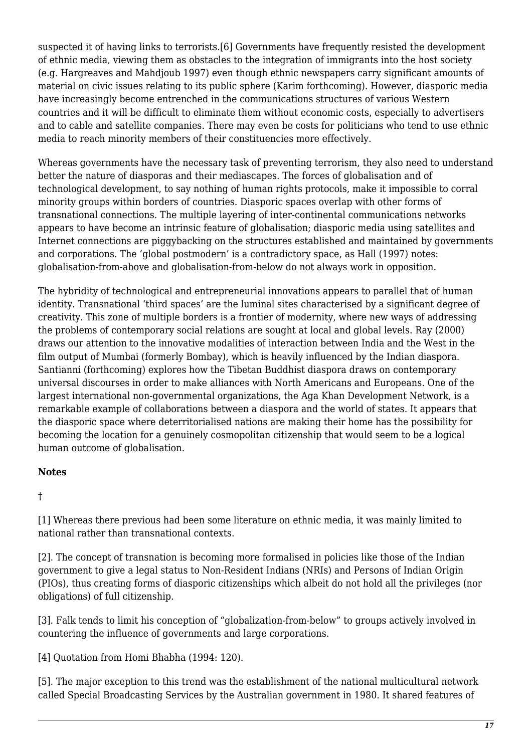suspected it of having links to terrorists.[6] Governments have frequently resisted the development of ethnic media, viewing them as obstacles to the integration of immigrants into the host society (e.g. Hargreaves and Mahdjoub 1997) even though ethnic newspapers carry significant amounts of material on civic issues relating to its public sphere (Karim forthcoming). However, diasporic media have increasingly become entrenched in the communications structures of various Western countries and it will be difficult to eliminate them without economic costs, especially to advertisers and to cable and satellite companies. There may even be costs for politicians who tend to use ethnic media to reach minority members of their constituencies more effectively.

Whereas governments have the necessary task of preventing terrorism, they also need to understand better the nature of diasporas and their mediascapes. The forces of globalisation and of technological development, to say nothing of human rights protocols, make it impossible to corral minority groups within borders of countries. Diasporic spaces overlap with other forms of transnational connections. The multiple layering of inter-continental communications networks appears to have become an intrinsic feature of globalisation; diasporic media using satellites and Internet connections are piggybacking on the structures established and maintained by governments and corporations. The 'global postmodern' is a contradictory space, as Hall (1997) notes: globalisation-from-above and globalisation-from-below do not always work in opposition.

The hybridity of technological and entrepreneurial innovations appears to parallel that of human identity. Transnational 'third spaces' are the luminal sites characterised by a significant degree of creativity. This zone of multiple borders is a frontier of modernity, where new ways of addressing the problems of contemporary social relations are sought at local and global levels. Ray (2000) draws our attention to the innovative modalities of interaction between India and the West in the film output of Mumbai (formerly Bombay), which is heavily influenced by the Indian diaspora. Santianni (forthcoming) explores how the Tibetan Buddhist diaspora draws on contemporary universal discourses in order to make alliances with North Americans and Europeans. One of the largest international non-governmental organizations, the Aga Khan Development Network, is a remarkable example of collaborations between a diaspora and the world of states. It appears that the diasporic space where deterritorialised nations are making their home has the possibility for becoming the location for a genuinely cosmopolitan citizenship that would seem to be a logical human outcome of globalisation.

**Notes**

†

[1] Whereas there previous had been some literature on ethnic media, it was mainly limited to national rather than transnational contexts.

[2]. The concept of transnation is becoming more formalised in policies like those of the Indian government to give a legal status to Non-Resident Indians (NRIs) and Persons of Indian Origin (PIOs), thus creating forms of diasporic citizenships which albeit do not hold all the privileges (nor obligations) of full citizenship.

[3]. Falk tends to limit his conception of "globalization-from-below" to groups actively involved in countering the influence of governments and large corporations.

[4] Quotation from Homi Bhabha (1994: 120).

[5]. The major exception to this trend was the establishment of the national multicultural network called Special Broadcasting Services by the Australian government in 1980. It shared features of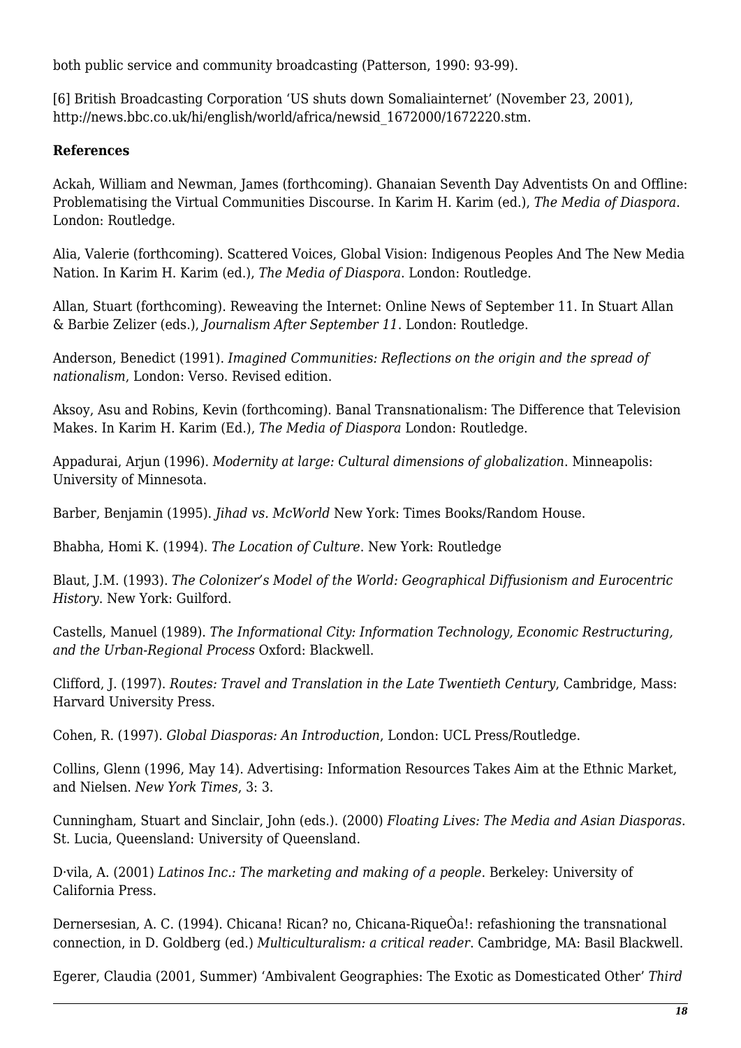both public service and community broadcasting (Patterson, 1990: 93-99).

[6] British Broadcasting Corporation 'US shuts down Somaliainternet' (November 23, 2001), http://news.bbc.co.uk/hi/english/world/africa/newsid_1672000/1672220.stm.

**References**

Ackah, William and Newman, James (forthcoming). Ghanaian Seventh Day Adventists On and Offline: Problematising the Virtual Communities Discourse. In Karim H. Karim (ed.), *The Media of Diaspora*. London: Routledge.

Alia, Valerie (forthcoming). Scattered Voices, Global Vision: Indigenous Peoples And The New Media Nation. In Karim H. Karim (ed.), *The Media of Diaspora*. London: Routledge.

Allan, Stuart (forthcoming). Reweaving the Internet: Online News of September 11. In Stuart Allan & Barbie Zelizer (eds.), *Journalism After September 11*. London: Routledge.

Anderson, Benedict (1991). *Imagined Communities: Reflections on the origin and the spread of nationalism*, London: Verso. Revised edition.

Aksoy, Asu and Robins, Kevin (forthcoming). Banal Transnationalism: The Difference that Television Makes. In Karim H. Karim (Ed.), *The Media of Diaspora* London: Routledge.

Appadurai, Arjun (1996). *Modernity at large: Cultural dimensions of globalization*. Minneapolis: University of Minnesota.

Barber, Benjamin (1995). *Jihad vs. McWorld* New York: Times Books/Random House.

Bhabha, Homi K. (1994). *The Location of Culture*. New York: Routledge

Blaut, J.M. (1993). *The Colonizer's Model of the World: Geographical Diffusionism and Eurocentric History*. New York: Guilford.

Castells, Manuel (1989). *The Informational City: Information Technology, Economic Restructuring, and the Urban-Regional Process* Oxford: Blackwell.

Clifford, J. (1997). *Routes: Travel and Translation in the Late Twentieth Century*, Cambridge, Mass: Harvard University Press.

Cohen, R. (1997). *Global Diasporas: An Introduction*, London: UCL Press/Routledge.

Collins, Glenn (1996, May 14). Advertising: Information Resources Takes Aim at the Ethnic Market, and Nielsen. *New York Times*, 3: 3.

Cunningham, Stuart and Sinclair, John (eds.). (2000) *Floating Lives: The Media and Asian Diasporas*. St. Lucia, Queensland: University of Queensland.

D·vila, A. (2001) *Latinos Inc.: The marketing and making of a people*. Berkeley: University of California Press.

Dernersesian, A. C. (1994). Chicana! Rican? no, Chicana-RiqueÒa!: refashioning the transnational connection, in D. Goldberg (ed.) *Multiculturalism: a critical reader*. Cambridge, MA: Basil Blackwell.

Egerer, Claudia (2001, Summer) 'Ambivalent Geographies: The Exotic as Domesticated Other' *Third*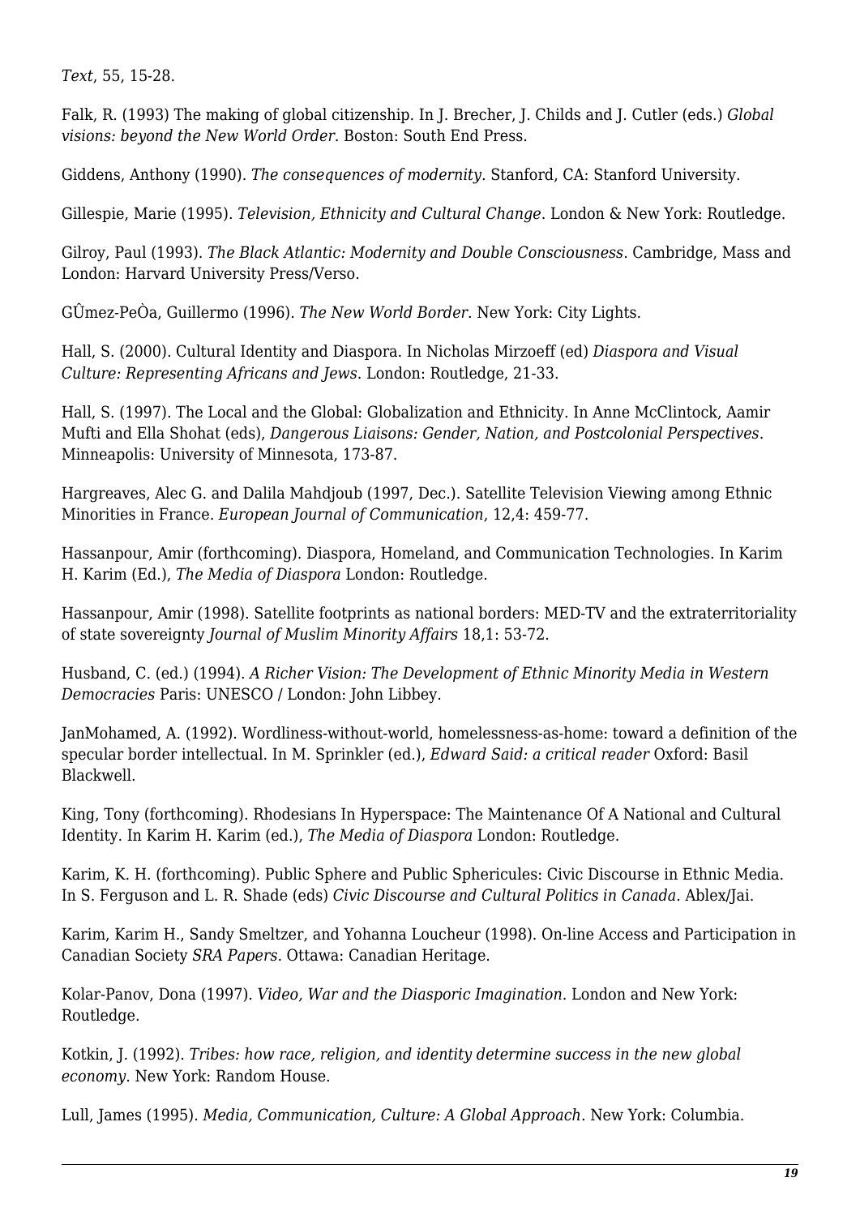*Text*, 55, 15-28.

Falk, R. (1993) The making of global citizenship. In J. Brecher, J. Childs and J. Cutler (eds.) *Global visions: beyond the New World Order*. Boston: South End Press.

Giddens, Anthony (1990). *The consequences of modernity*. Stanford, CA: Stanford University.

Gillespie, Marie (1995). *Television, Ethnicity and Cultural Change*. London & New York: Routledge.

Gilroy, Paul (1993). *The Black Atlantic: Modernity and Double Consciousness*. Cambridge, Mass and London: Harvard University Press/Verso.

GÛmez-PeÒa, Guillermo (1996). *The New World Border*. New York: City Lights.

Hall, S. (2000). Cultural Identity and Diaspora. In Nicholas Mirzoeff (ed) *Diaspora and Visual Culture: Representing Africans and Jews*. London: Routledge, 21-33.

Hall, S. (1997). The Local and the Global: Globalization and Ethnicity. In Anne McClintock, Aamir Mufti and Ella Shohat (eds), *Dangerous Liaisons: Gender, Nation, and Postcolonial Perspectives*. Minneapolis: University of Minnesota, 173-87.

Hargreaves, Alec G. and Dalila Mahdjoub (1997, Dec.). Satellite Television Viewing among Ethnic Minorities in France. *European Journal of Communication*, 12,4: 459-77.

Hassanpour, Amir (forthcoming). Diaspora, Homeland, and Communication Technologies. In Karim H. Karim (Ed.), *The Media of Diaspora* London: Routledge.

Hassanpour, Amir (1998). Satellite footprints as national borders: MED-TV and the extraterritoriality of state sovereignty *Journal of Muslim Minority Affairs* 18,1: 53-72.

Husband, C. (ed.) (1994). *A Richer Vision: The Development of Ethnic Minority Media in Western Democracies* Paris: UNESCO / London: John Libbey.

JanMohamed, A. (1992). Wordliness-without-world, homelessness-as-home: toward a definition of the specular border intellectual. In M. Sprinkler (ed.), *Edward Said: a critical reader* Oxford: Basil Blackwell.

King, Tony (forthcoming). Rhodesians In Hyperspace: The Maintenance Of A National and Cultural Identity. In Karim H. Karim (ed.), *The Media of Diaspora* London: Routledge.

Karim, K. H. (forthcoming). Public Sphere and Public Sphericules: Civic Discourse in Ethnic Media. In S. Ferguson and L. R. Shade (eds) *Civic Discourse and Cultural Politics in Canada*. Ablex/Jai.

Karim, Karim H., Sandy Smeltzer, and Yohanna Loucheur (1998). On-line Access and Participation in Canadian Society *SRA Papers*. Ottawa: Canadian Heritage.

Kolar-Panov, Dona (1997). *Video, War and the Diasporic Imagination*. London and New York: Routledge.

Kotkin, J. (1992). *Tribes: how race, religion, and identity determine success in the new global economy*. New York: Random House.

Lull, James (1995). *Media, Communication, Culture: A Global Approach*. New York: Columbia.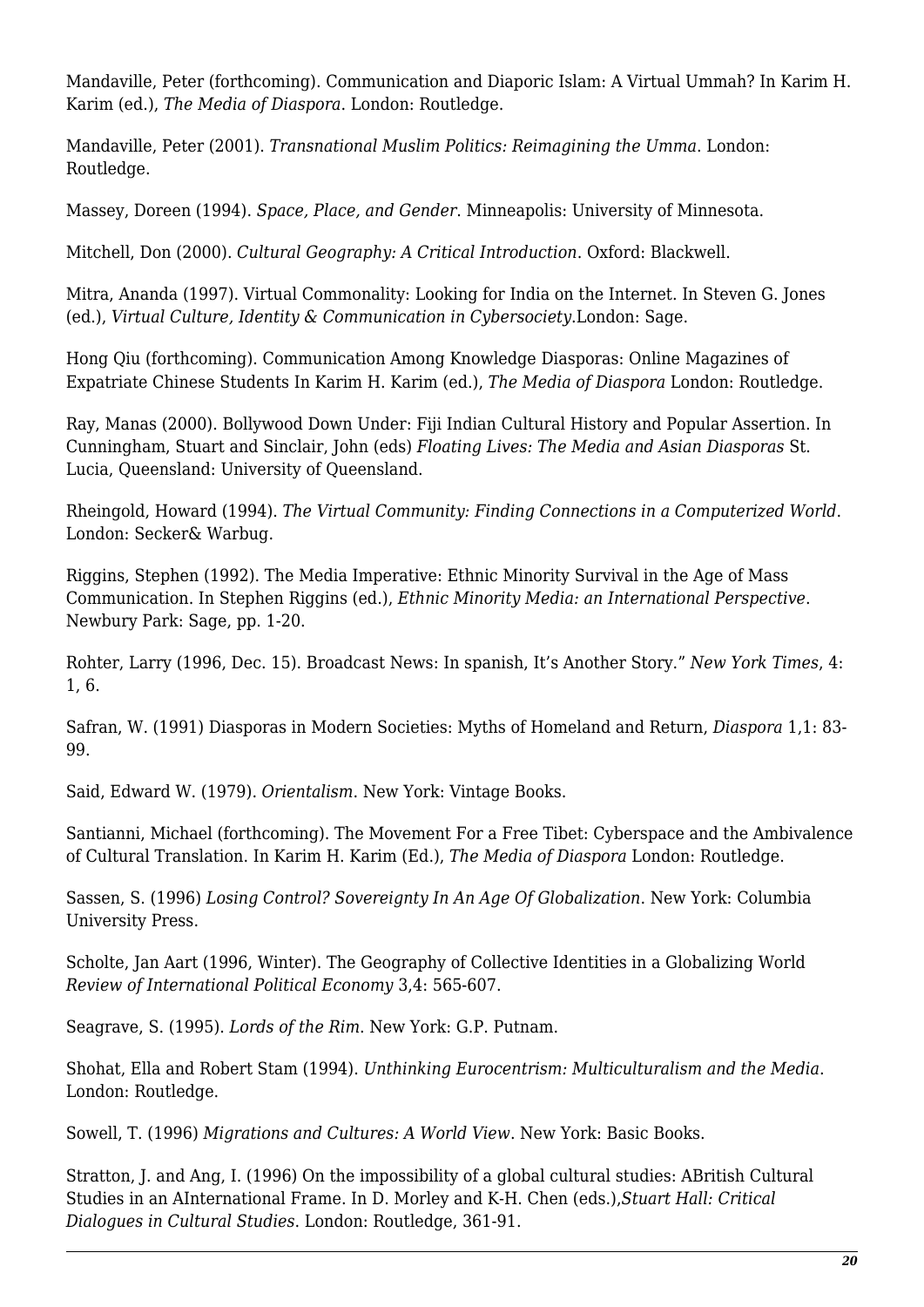Mandaville, Peter (forthcoming). Communication and Diaporic Islam: A Virtual Ummah? In Karim H. Karim (ed.), *The Media of Diaspora*. London: Routledge.

Mandaville, Peter (2001). *Transnational Muslim Politics: Reimagining the Umma*. London: Routledge.

Massey, Doreen (1994). *Space, Place, and Gender*. Minneapolis: University of Minnesota.

Mitchell, Don (2000). *Cultural Geography: A Critical Introduction*. Oxford: Blackwell.

Mitra, Ananda (1997). Virtual Commonality: Looking for India on the Internet. In Steven G. Jones (ed.), *Virtual Culture, Identity & Communication in Cybersociety*.London: Sage.

Hong Qiu (forthcoming). Communication Among Knowledge Diasporas: Online Magazines of Expatriate Chinese Students In Karim H. Karim (ed.), *The Media of Diaspora* London: Routledge.

Ray, Manas (2000). Bollywood Down Under: Fiji Indian Cultural History and Popular Assertion. In Cunningham, Stuart and Sinclair, John (eds) *Floating Lives: The Media and Asian Diasporas* St. Lucia, Queensland: University of Queensland.

Rheingold, Howard (1994). *The Virtual Community: Finding Connections in a Computerized World*. London: Secker& Warbug.

Riggins, Stephen (1992). The Media Imperative: Ethnic Minority Survival in the Age of Mass Communication. In Stephen Riggins (ed.), *Ethnic Minority Media: an International Perspective*. Newbury Park: Sage, pp. 1-20.

Rohter, Larry (1996, Dec. 15). Broadcast News: In spanish, It's Another Story." *New York Times*, 4: 1, 6.

Safran, W. (1991) Diasporas in Modern Societies: Myths of Homeland and Return, *Diaspora* 1,1: 83-99.

Said, Edward W. (1979). *Orientalism*. New York: Vintage Books.

Santianni, Michael (forthcoming). The Movement For a Free Tibet: Cyberspace and the Ambivalence of Cultural Translation. In Karim H. Karim (Ed.), *The Media of Diaspora* London: Routledge.

Sassen, S. (1996) *Losing Control? Sovereignty In An Age Of Globalization*. New York: Columbia University Press.

Scholte, Jan Aart (1996, Winter). The Geography of Collective Identities in a Globalizing World *Review of International Political Economy* 3,4: 565-607.

Seagrave, S. (1995). *Lords of the Rim*. New York: G.P. Putnam.

Shohat, Ella and Robert Stam (1994). *Unthinking Eurocentrism: Multiculturalism and the Media*. London: Routledge.

Sowell, T. (1996) *Migrations and Cultures: A World View*. New York: Basic Books.

Stratton, J. and Ang, I. (1996) On the impossibility of a global cultural studies: ABritish Cultural Studies in an AInternational Frame. In D. Morley and K-H. Chen (eds.),*Stuart Hall: Critical Dialogues in Cultural Studies*. London: Routledge, 361-91.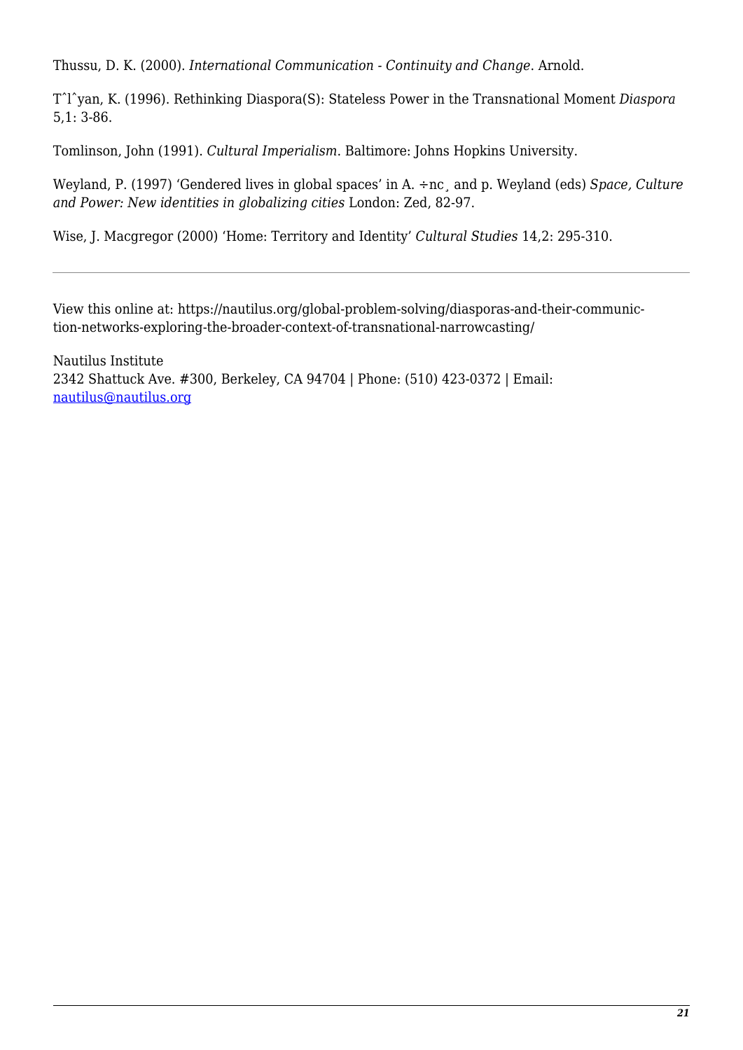Thussu, D. K. (2000). *International Communication - Continuity and Change*. Arnold.

TˆlˆYan, K. (1996). Rethinking Diaspora(S): Stateless Power in the Transnational Moment *Diaspora* 5,1: 3-86.

Tomlinson, John (1991). *Cultural Imperialism*. Baltimore: Johns Hopkins University.

Weyland, P. (1997) 'Gendered lives in global spaces' in A. ÷nc¸ and p. Weyland (eds) *Space, Culture and Power: New identities in globalizing cities* London: Zed, 82-97.

Wise, J. Macgregor (2000) 'Home: Territory and Identity' *Cultural Studies* 14,2: 295-310.

---

View this online at: https://nautilus.org/global-problem-solving/diasporas-and-their-communic-tion-networks-exploring-the-broader-context-of-transnational-narrowcasting/

Nautilus Institute
2342 Shattuck Ave. #300, Berkeley, CA 94704 | Phone: (510) 423-0372 | Email: nautilus@nautilus.org